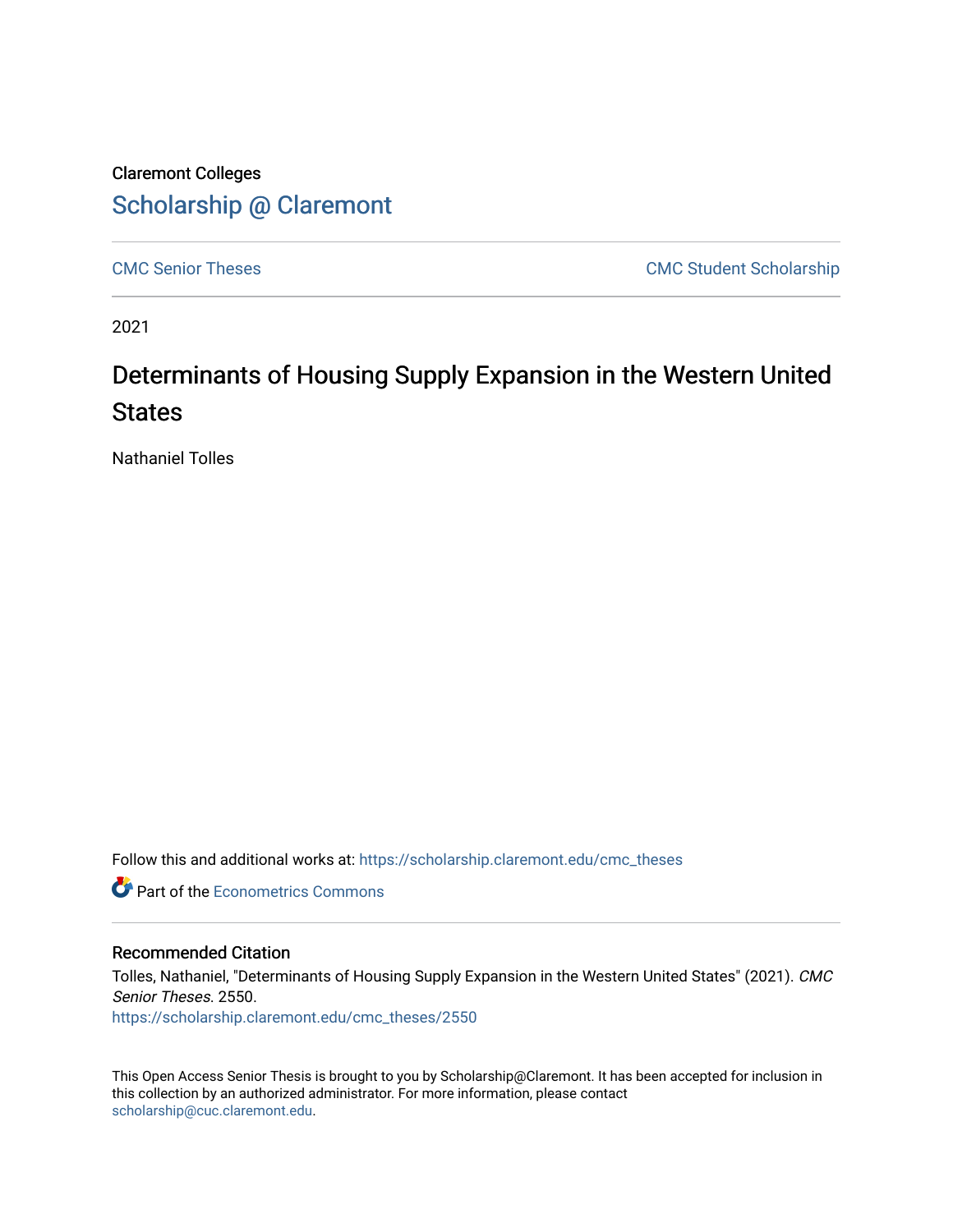Claremont Colleges

## Scholarship @ Claremont

CMC Senior Theses | CMC Student Scholarship

2021

# Determinants of Housing Supply Expansion in the Western United States

Nathaniel Tolles

Follow this and additional works at: https://scholarship.claremont.edu/cmc_theses

Part of the Econometrics Commons

### Recommended Citation

Tolles, Nathaniel, "Determinants of Housing Supply Expansion in the Western United States" (2021). *CMC Senior Theses*. 2550.
https://scholarship.claremont.edu/cmc_theses/2550

This Open Access Senior Thesis is brought to you by Scholarship@Claremont. It has been accepted for inclusion in this collection by an authorized administrator. For more information, please contact scholarship@cuc.claremont.edu.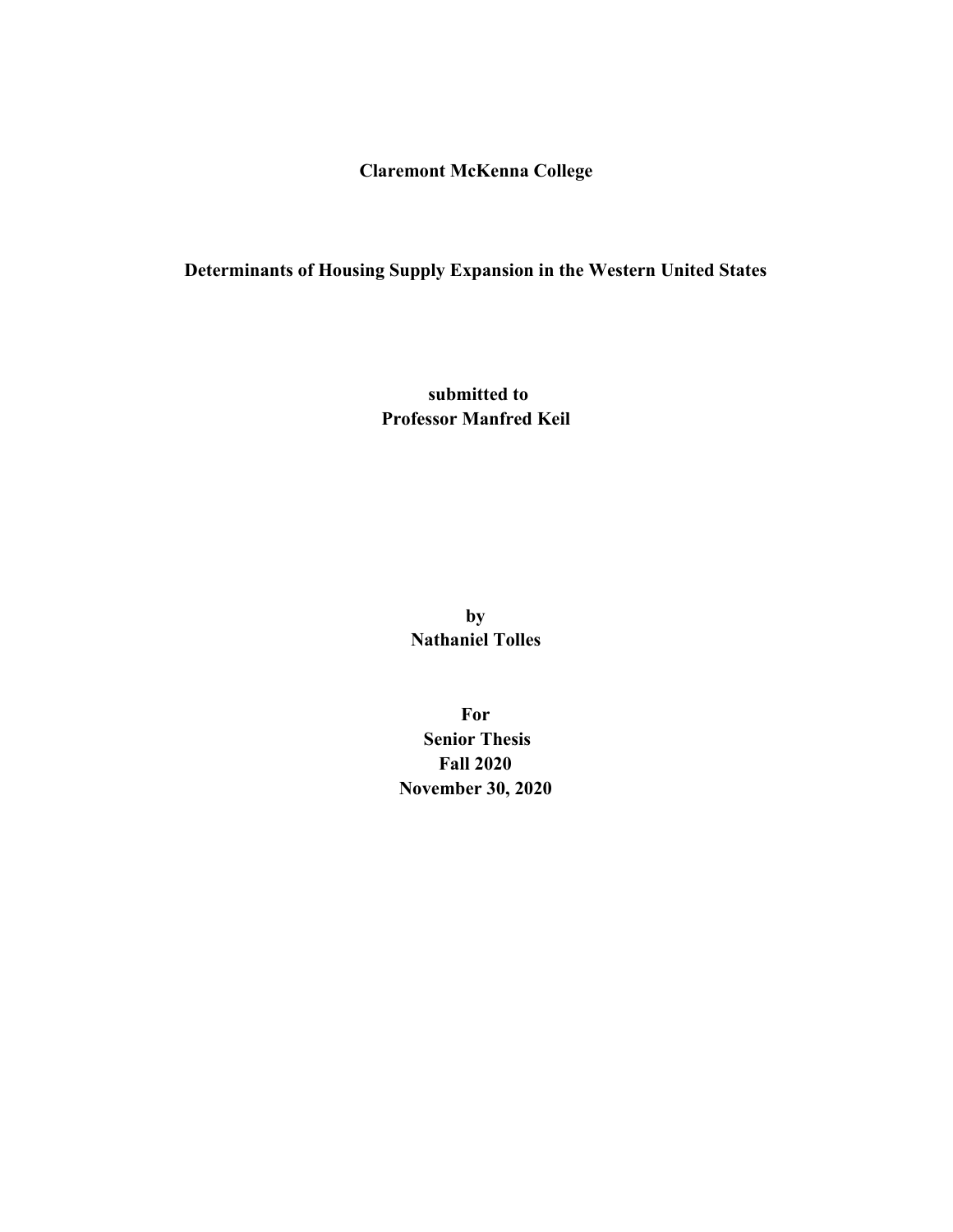**Claremont McKenna College**

**Determinants of Housing Supply Expansion in the Western United States**

**submitted to**
**Professor Manfred Keil**

**by**
**Nathaniel Tolles**

**For**
**Senior Thesis**
**Fall 2020**
**November 30, 2020**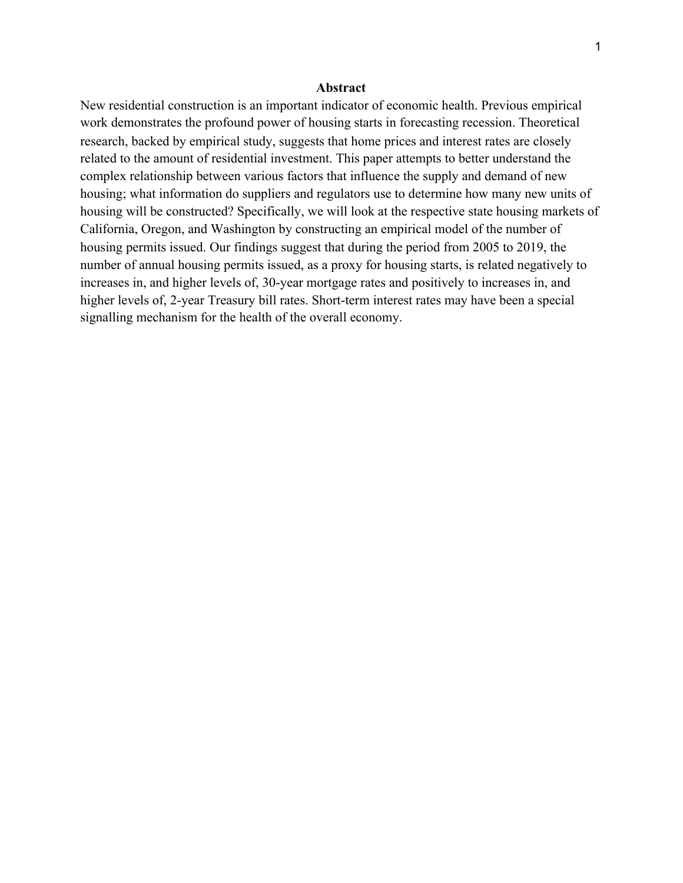## Abstract

New residential construction is an important indicator of economic health. Previous empirical work demonstrates the profound power of housing starts in forecasting recession. Theoretical research, backed by empirical study, suggests that home prices and interest rates are closely related to the amount of residential investment. This paper attempts to better understand the complex relationship between various factors that influence the supply and demand of new housing; what information do suppliers and regulators use to determine how many new units of housing will be constructed? Specifically, we will look at the respective state housing markets of California, Oregon, and Washington by constructing an empirical model of the number of housing permits issued. Our findings suggest that during the period from 2005 to 2019, the number of annual housing permits issued, as a proxy for housing starts, is related negatively to increases in, and higher levels of, 30-year mortgage rates and positively to increases in, and higher levels of, 2-year Treasury bill rates. Short-term interest rates may have been a special signalling mechanism for the health of the overall economy.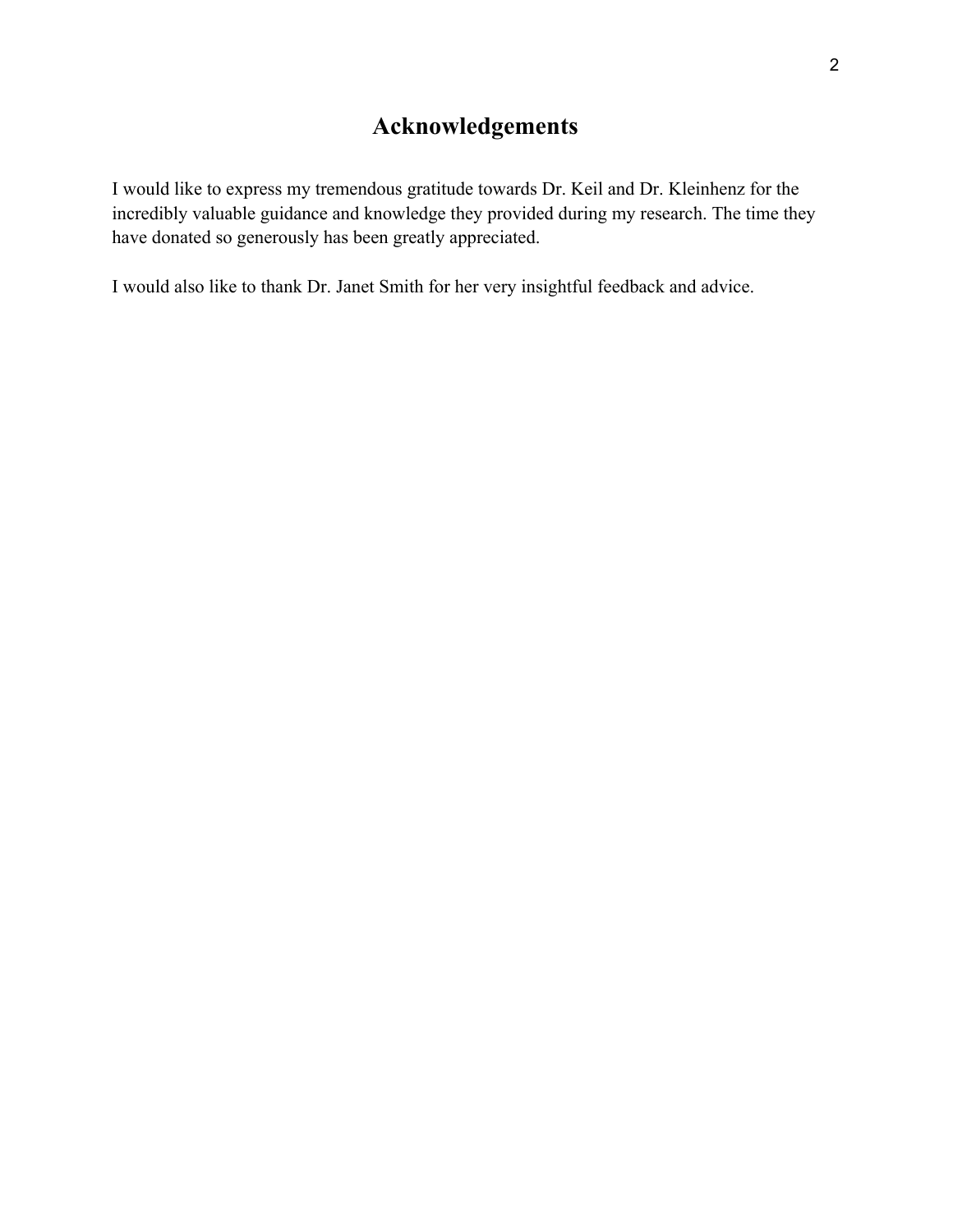# Acknowledgements

I would like to express my tremendous gratitude towards Dr. Keil and Dr. Kleinhenz for the incredibly valuable guidance and knowledge they provided during my research. The time they have donated so generously has been greatly appreciated.

I would also like to thank Dr. Janet Smith for her very insightful feedback and advice.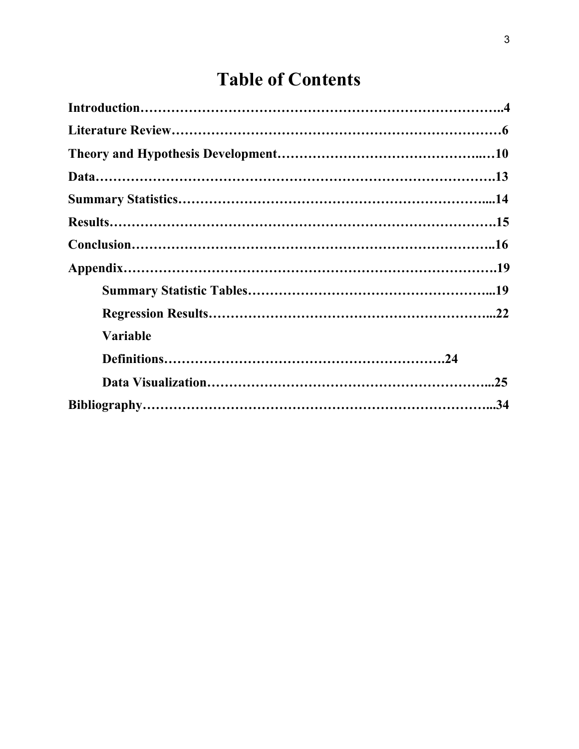# Table of Contents

**Introduction……………………………………………………………………..4**

**Literature Review………………………………………………………………6**

**Theory and Hypothesis Development……………………………………..…10**

**Data…………………………………………………………………………….13**

**Summary Statistics…………………………………………………………...14**

**Results………………………………………………………………………….15**

**Conclusion……………………………………………………………………..16**

**Appendix……………………………………………………………………….19**

- **Summary Statistic Tables……………………………………………...19**
- **Regression Results……………………………………………………...22**
- **Variable Definitions………………………………………………………24**
- **Data Visualization……………………………………………………...25**

**Bibliography…………………………………………………………………...34**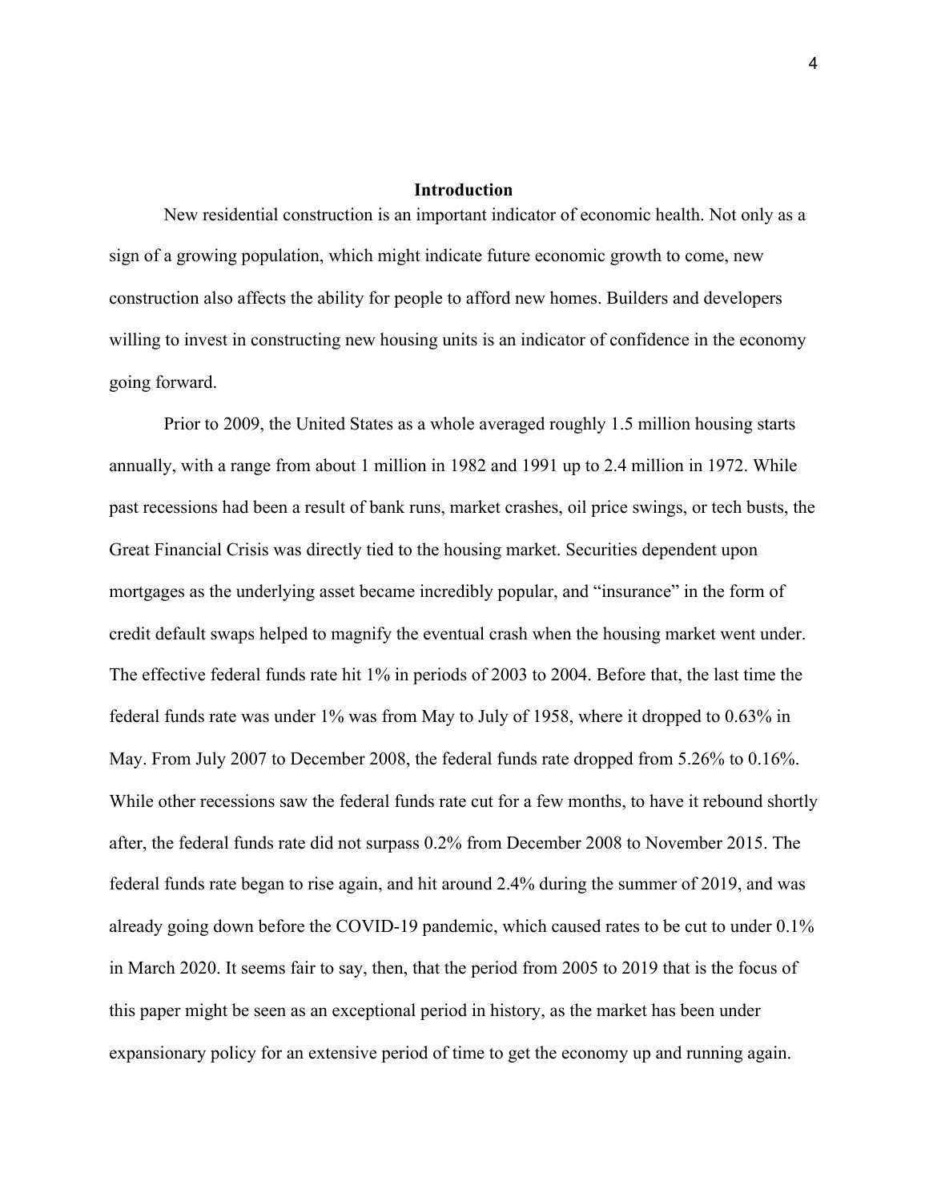## Introduction

New residential construction is an important indicator of economic health. Not only as a sign of a growing population, which might indicate future economic growth to come, new construction also affects the ability for people to afford new homes. Builders and developers willing to invest in constructing new housing units is an indicator of confidence in the economy going forward.

Prior to 2009, the United States as a whole averaged roughly 1.5 million housing starts annually, with a range from about 1 million in 1982 and 1991 up to 2.4 million in 1972. While past recessions had been a result of bank runs, market crashes, oil price swings, or tech busts, the Great Financial Crisis was directly tied to the housing market. Securities dependent upon mortgages as the underlying asset became incredibly popular, and "insurance" in the form of credit default swaps helped to magnify the eventual crash when the housing market went under. The effective federal funds rate hit 1% in periods of 2003 to 2004. Before that, the last time the federal funds rate was under 1% was from May to July of 1958, where it dropped to 0.63% in May. From July 2007 to December 2008, the federal funds rate dropped from 5.26% to 0.16%. While other recessions saw the federal funds rate cut for a few months, to have it rebound shortly after, the federal funds rate did not surpass 0.2% from December 2008 to November 2015. The federal funds rate began to rise again, and hit around 2.4% during the summer of 2019, and was already going down before the COVID-19 pandemic, which caused rates to be cut to under 0.1% in March 2020. It seems fair to say, then, that the period from 2005 to 2019 that is the focus of this paper might be seen as an exceptional period in history, as the market has been under expansionary policy for an extensive period of time to get the economy up and running again.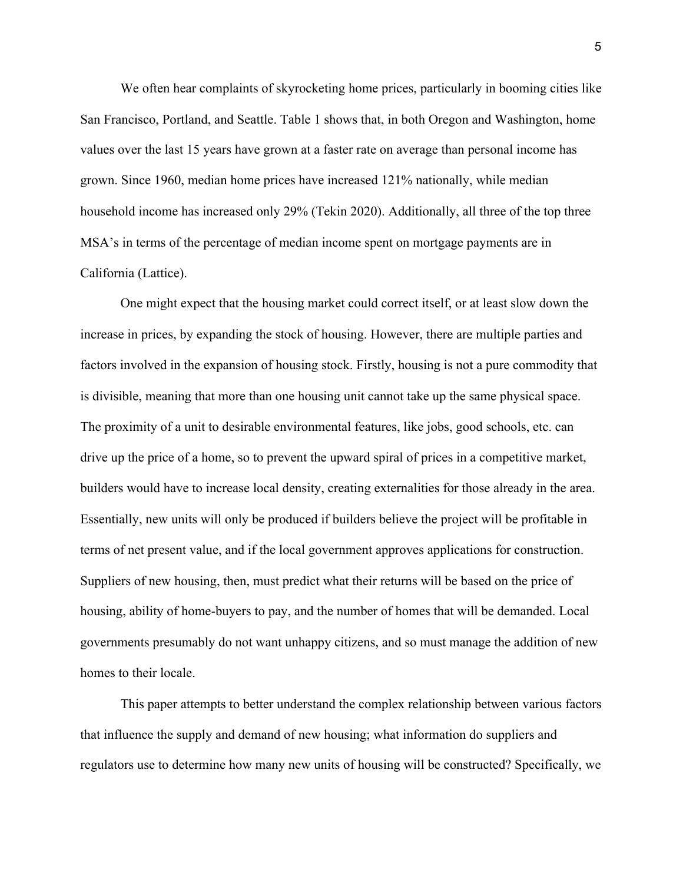We often hear complaints of skyrocketing home prices, particularly in booming cities like San Francisco, Portland, and Seattle. Table 1 shows that, in both Oregon and Washington, home values over the last 15 years have grown at a faster rate on average than personal income has grown. Since 1960, median home prices have increased 121% nationally, while median household income has increased only 29% (Tekin 2020). Additionally, all three of the top three MSA's in terms of the percentage of median income spent on mortgage payments are in California (Lattice).

One might expect that the housing market could correct itself, or at least slow down the increase in prices, by expanding the stock of housing. However, there are multiple parties and factors involved in the expansion of housing stock. Firstly, housing is not a pure commodity that is divisible, meaning that more than one housing unit cannot take up the same physical space. The proximity of a unit to desirable environmental features, like jobs, good schools, etc. can drive up the price of a home, so to prevent the upward spiral of prices in a competitive market, builders would have to increase local density, creating externalities for those already in the area. Essentially, new units will only be produced if builders believe the project will be profitable in terms of net present value, and if the local government approves applications for construction. Suppliers of new housing, then, must predict what their returns will be based on the price of housing, ability of home-buyers to pay, and the number of homes that will be demanded. Local governments presumably do not want unhappy citizens, and so must manage the addition of new homes to their locale.

This paper attempts to better understand the complex relationship between various factors that influence the supply and demand of new housing; what information do suppliers and regulators use to determine how many new units of housing will be constructed? Specifically, we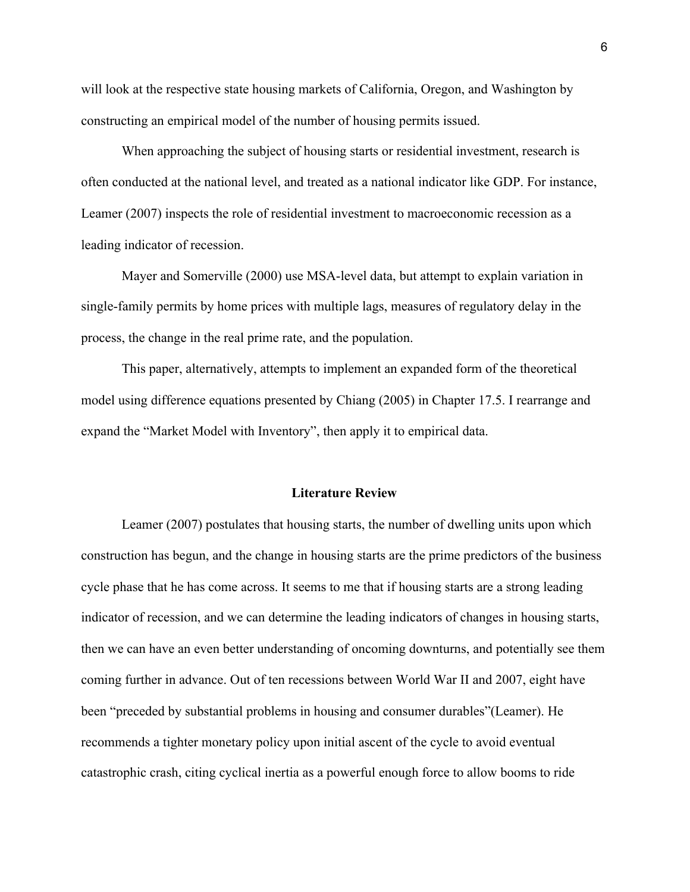will look at the respective state housing markets of California, Oregon, and Washington by constructing an empirical model of the number of housing permits issued.

When approaching the subject of housing starts or residential investment, research is often conducted at the national level, and treated as a national indicator like GDP. For instance, Leamer (2007) inspects the role of residential investment to macroeconomic recession as a leading indicator of recession.

Mayer and Somerville (2000) use MSA-level data, but attempt to explain variation in single-family permits by home prices with multiple lags, measures of regulatory delay in the process, the change in the real prime rate, and the population.

This paper, alternatively, attempts to implement an expanded form of the theoretical model using difference equations presented by Chiang (2005) in Chapter 17.5. I rearrange and expand the "Market Model with Inventory", then apply it to empirical data.

## Literature Review

Leamer (2007) postulates that housing starts, the number of dwelling units upon which construction has begun, and the change in housing starts are the prime predictors of the business cycle phase that he has come across. It seems to me that if housing starts are a strong leading indicator of recession, and we can determine the leading indicators of changes in housing starts, then we can have an even better understanding of oncoming downturns, and potentially see them coming further in advance. Out of ten recessions between World War II and 2007, eight have been "preceded by substantial problems in housing and consumer durables"(Leamer). He recommends a tighter monetary policy upon initial ascent of the cycle to avoid eventual catastrophic crash, citing cyclical inertia as a powerful enough force to allow booms to ride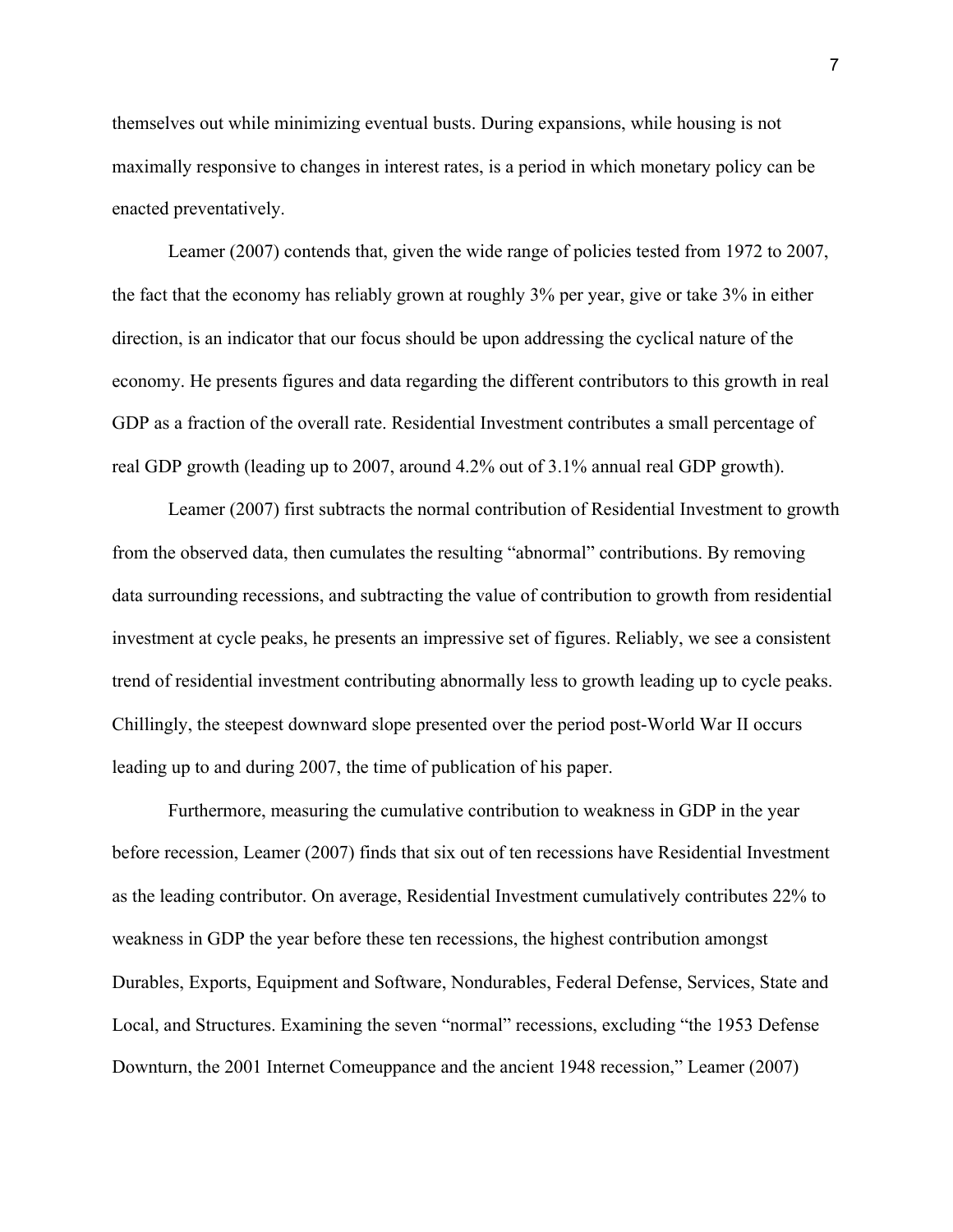themselves out while minimizing eventual busts. During expansions, while housing is not maximally responsive to changes in interest rates, is a period in which monetary policy can be enacted preventatively.

Leamer (2007) contends that, given the wide range of policies tested from 1972 to 2007, the fact that the economy has reliably grown at roughly 3% per year, give or take 3% in either direction, is an indicator that our focus should be upon addressing the cyclical nature of the economy. He presents figures and data regarding the different contributors to this growth in real GDP as a fraction of the overall rate. Residential Investment contributes a small percentage of real GDP growth (leading up to 2007, around 4.2% out of 3.1% annual real GDP growth).

Leamer (2007) first subtracts the normal contribution of Residential Investment to growth from the observed data, then cumulates the resulting "abnormal" contributions. By removing data surrounding recessions, and subtracting the value of contribution to growth from residential investment at cycle peaks, he presents an impressive set of figures. Reliably, we see a consistent trend of residential investment contributing abnormally less to growth leading up to cycle peaks. Chillingly, the steepest downward slope presented over the period post-World War II occurs leading up to and during 2007, the time of publication of his paper.

Furthermore, measuring the cumulative contribution to weakness in GDP in the year before recession, Leamer (2007) finds that six out of ten recessions have Residential Investment as the leading contributor. On average, Residential Investment cumulatively contributes 22% to weakness in GDP the year before these ten recessions, the highest contribution amongst Durables, Exports, Equipment and Software, Nondurables, Federal Defense, Services, State and Local, and Structures. Examining the seven "normal" recessions, excluding "the 1953 Defense Downturn, the 2001 Internet Comeuppance and the ancient 1948 recession," Leamer (2007)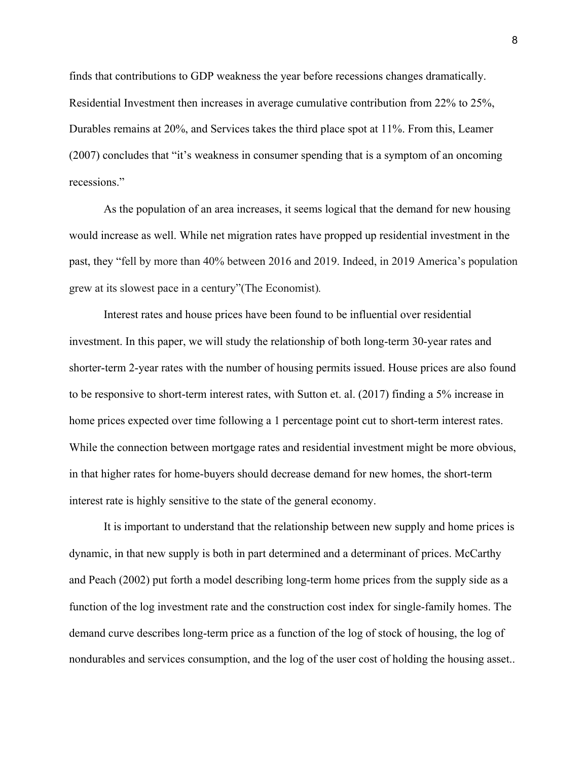finds that contributions to GDP weakness the year before recessions changes dramatically. Residential Investment then increases in average cumulative contribution from 22% to 25%, Durables remains at 20%, and Services takes the third place spot at 11%. From this, Leamer (2007) concludes that "it's weakness in consumer spending that is a symptom of an oncoming recessions."

As the population of an area increases, it seems logical that the demand for new housing would increase as well. While net migration rates have propped up residential investment in the past, they "fell by more than 40% between 2016 and 2019. Indeed, in 2019 America's population grew at its slowest pace in a century"(The Economist).

Interest rates and house prices have been found to be influential over residential investment. In this paper, we will study the relationship of both long-term 30-year rates and shorter-term 2-year rates with the number of housing permits issued. House prices are also found to be responsive to short-term interest rates, with Sutton et. al. (2017) finding a 5% increase in home prices expected over time following a 1 percentage point cut to short-term interest rates. While the connection between mortgage rates and residential investment might be more obvious, in that higher rates for home-buyers should decrease demand for new homes, the short-term interest rate is highly sensitive to the state of the general economy.

It is important to understand that the relationship between new supply and home prices is dynamic, in that new supply is both in part determined and a determinant of prices. McCarthy and Peach (2002) put forth a model describing long-term home prices from the supply side as a function of the log investment rate and the construction cost index for single-family homes. The demand curve describes long-term price as a function of the log of stock of housing, the log of nondurables and services consumption, and the log of the user cost of holding the housing asset..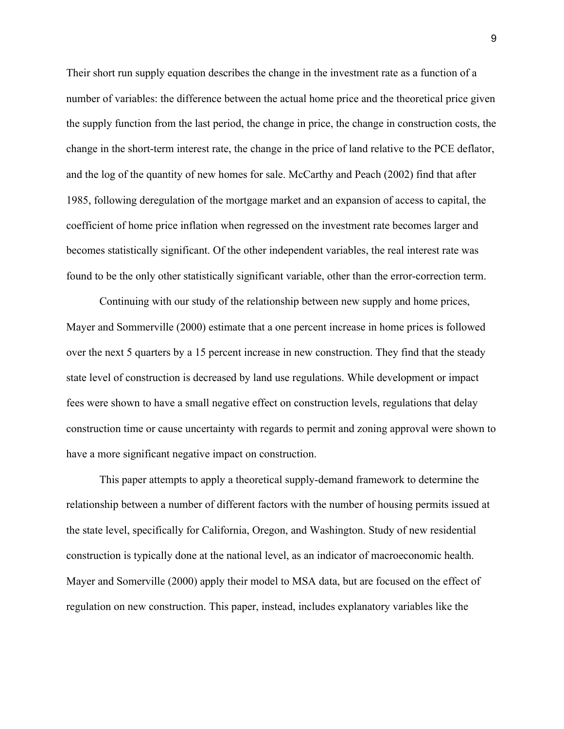Their short run supply equation describes the change in the investment rate as a function of a number of variables: the difference between the actual home price and the theoretical price given the supply function from the last period, the change in price, the change in construction costs, the change in the short-term interest rate, the change in the price of land relative to the PCE deflator, and the log of the quantity of new homes for sale. McCarthy and Peach (2002) find that after 1985, following deregulation of the mortgage market and an expansion of access to capital, the coefficient of home price inflation when regressed on the investment rate becomes larger and becomes statistically significant. Of the other independent variables, the real interest rate was found to be the only other statistically significant variable, other than the error-correction term.

Continuing with our study of the relationship between new supply and home prices, Mayer and Sommerville (2000) estimate that a one percent increase in home prices is followed over the next 5 quarters by a 15 percent increase in new construction. They find that the steady state level of construction is decreased by land use regulations. While development or impact fees were shown to have a small negative effect on construction levels, regulations that delay construction time or cause uncertainty with regards to permit and zoning approval were shown to have a more significant negative impact on construction.

This paper attempts to apply a theoretical supply-demand framework to determine the relationship between a number of different factors with the number of housing permits issued at the state level, specifically for California, Oregon, and Washington. Study of new residential construction is typically done at the national level, as an indicator of macroeconomic health. Mayer and Somerville (2000) apply their model to MSA data, but are focused on the effect of regulation on new construction. This paper, instead, includes explanatory variables like the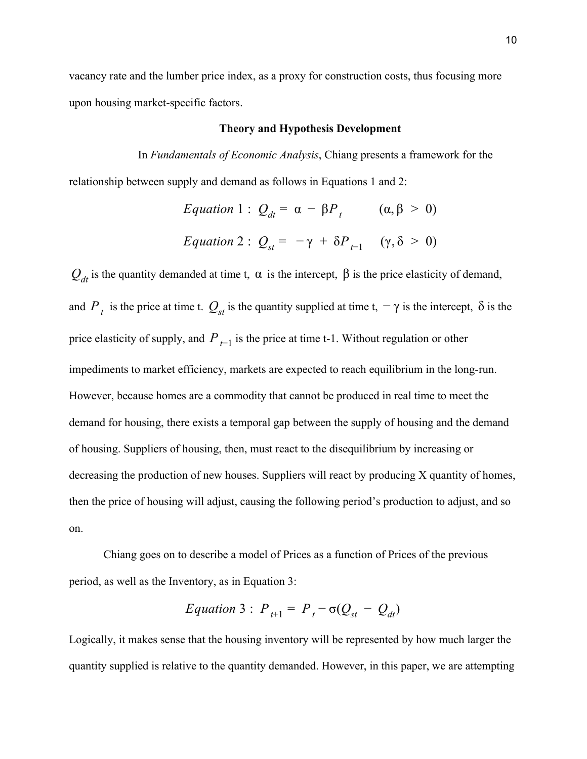vacancy rate and the lumber price index, as a proxy for construction costs, thus focusing more upon housing market-specific factors.

## Theory and Hypothesis Development

In *Fundamentals of Economic Analysis*, Chiang presents a framework for the relationship between supply and demand as follows in Equations 1 and 2:

$$Equation\ 1:\ Q_{dt} = \alpha - \beta P_t \qquad (\alpha, \beta > 0)$$

$$Equation\ 2:\ Q_{st} = -\gamma + \delta P_{t-1} \quad (\gamma, \delta > 0)$$

$Q_{dt}$ is the quantity demanded at time t, $\alpha$ is the intercept, $\beta$ is the price elasticity of demand, and $P_t$ is the price at time t. $Q_{st}$ is the quantity supplied at time t, $-\gamma$ is the intercept, $\delta$ is the price elasticity of supply, and $P_{t-1}$ is the price at time t-1. Without regulation or other impediments to market efficiency, markets are expected to reach equilibrium in the long-run. However, because homes are a commodity that cannot be produced in real time to meet the demand for housing, there exists a temporal gap between the supply of housing and the demand of housing. Suppliers of housing, then, must react to the disequilibrium by increasing or decreasing the production of new houses. Suppliers will react by producing X quantity of homes, then the price of housing will adjust, causing the following period's production to adjust, and so on.

Chiang goes on to describe a model of Prices as a function of Prices of the previous period, as well as the Inventory, as in Equation 3:

$$Equation\ 3:\ P_{t+1} = P_t - \sigma(Q_{st} - Q_{dt})$$

Logically, it makes sense that the housing inventory will be represented by how much larger the quantity supplied is relative to the quantity demanded. However, in this paper, we are attempting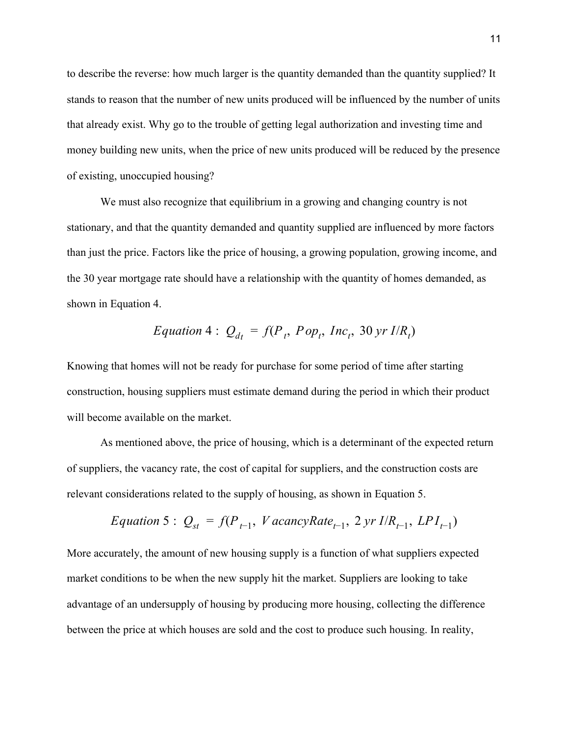to describe the reverse: how much larger is the quantity demanded than the quantity supplied? It stands to reason that the number of new units produced will be influenced by the number of units that already exist. Why go to the trouble of getting legal authorization and investing time and money building new units, when the price of new units produced will be reduced by the presence of existing, unoccupied housing?

We must also recognize that equilibrium in a growing and changing country is not stationary, and that the quantity demanded and quantity supplied are influenced by more factors than just the price. Factors like the price of housing, a growing population, growing income, and the 30 year mortgage rate should have a relationship with the quantity of homes demanded, as shown in Equation 4.

$$Equation\ 4:\ Q_{dt} = f(P_t,\ Pop_t,\ Inc_t,\ 30\,yr\ I/R_t)$$

Knowing that homes will not be ready for purchase for some period of time after starting construction, housing suppliers must estimate demand during the period in which their product will become available on the market.

As mentioned above, the price of housing, which is a determinant of the expected return of suppliers, the vacancy rate, the cost of capital for suppliers, and the construction costs are relevant considerations related to the supply of housing, as shown in Equation 5.

$$Equation\ 5:\ Q_{st} = f(P_{t-1},\ VacancyRate_{t-1},\ 2\,yr\ I/R_{t-1},\ LPI_{t-1})$$

More accurately, the amount of new housing supply is a function of what suppliers expected market conditions to be when the new supply hit the market. Suppliers are looking to take advantage of an undersupply of housing by producing more housing, collecting the difference between the price at which houses are sold and the cost to produce such housing. In reality,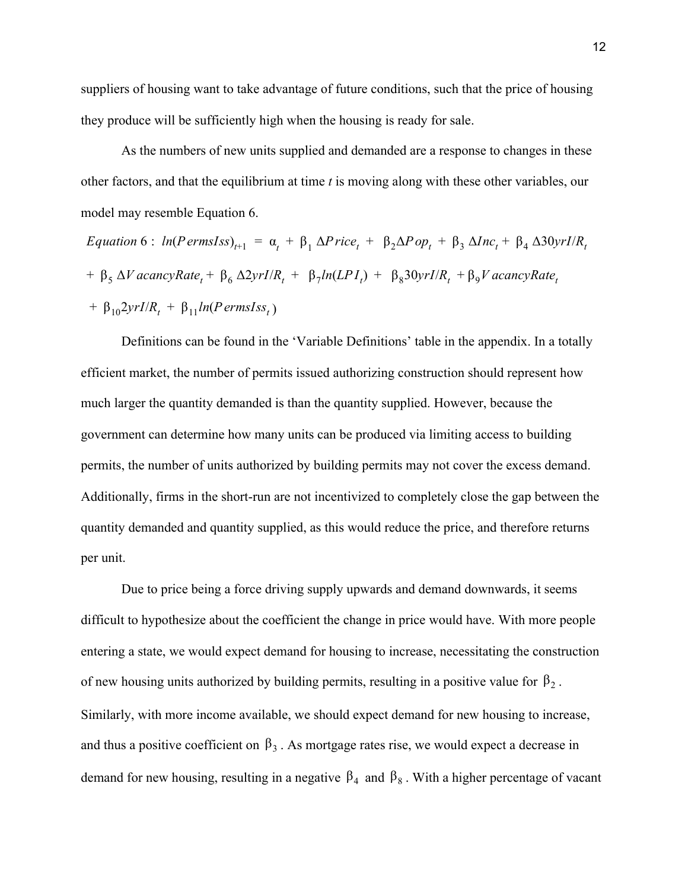suppliers of housing want to take advantage of future conditions, such that the price of housing they produce will be sufficiently high when the housing is ready for sale.

As the numbers of new units supplied and demanded are a response to changes in these other factors, and that the equilibrium at time *t* is moving along with these other variables, our model may resemble Equation 6.

$$\textit{Equation } 6: \; ln(PermsIss)_{t+1} = \alpha_t + \beta_1 \Delta Price_t + \beta_2 \Delta Pop_t + \beta_3 \Delta Inc_t + \beta_4 \Delta 30yrI/R_t + \beta_5 \Delta VacancyRate_t + \beta_6 \Delta 2yrI/R_t + \beta_7 ln(LPI_t) + \beta_8 30yrI/R_t + \beta_9 VacancyRate_t + \beta_{10} 2yrI/R_t + \beta_{11} ln(PermsIss_t)$$

Definitions can be found in the 'Variable Definitions' table in the appendix. In a totally efficient market, the number of permits issued authorizing construction should represent how much larger the quantity demanded is than the quantity supplied. However, because the government can determine how many units can be produced via limiting access to building permits, the number of units authorized by building permits may not cover the excess demand. Additionally, firms in the short-run are not incentivized to completely close the gap between the quantity demanded and quantity supplied, as this would reduce the price, and therefore returns per unit.

Due to price being a force driving supply upwards and demand downwards, it seems difficult to hypothesize about the coefficient the change in price would have. With more people entering a state, we would expect demand for housing to increase, necessitating the construction of new housing units authorized by building permits, resulting in a positive value for $\beta_2$. Similarly, with more income available, we should expect demand for new housing to increase, and thus a positive coefficient on $\beta_3$. As mortgage rates rise, we would expect a decrease in demand for new housing, resulting in a negative $\beta_4$ and $\beta_8$. With a higher percentage of vacant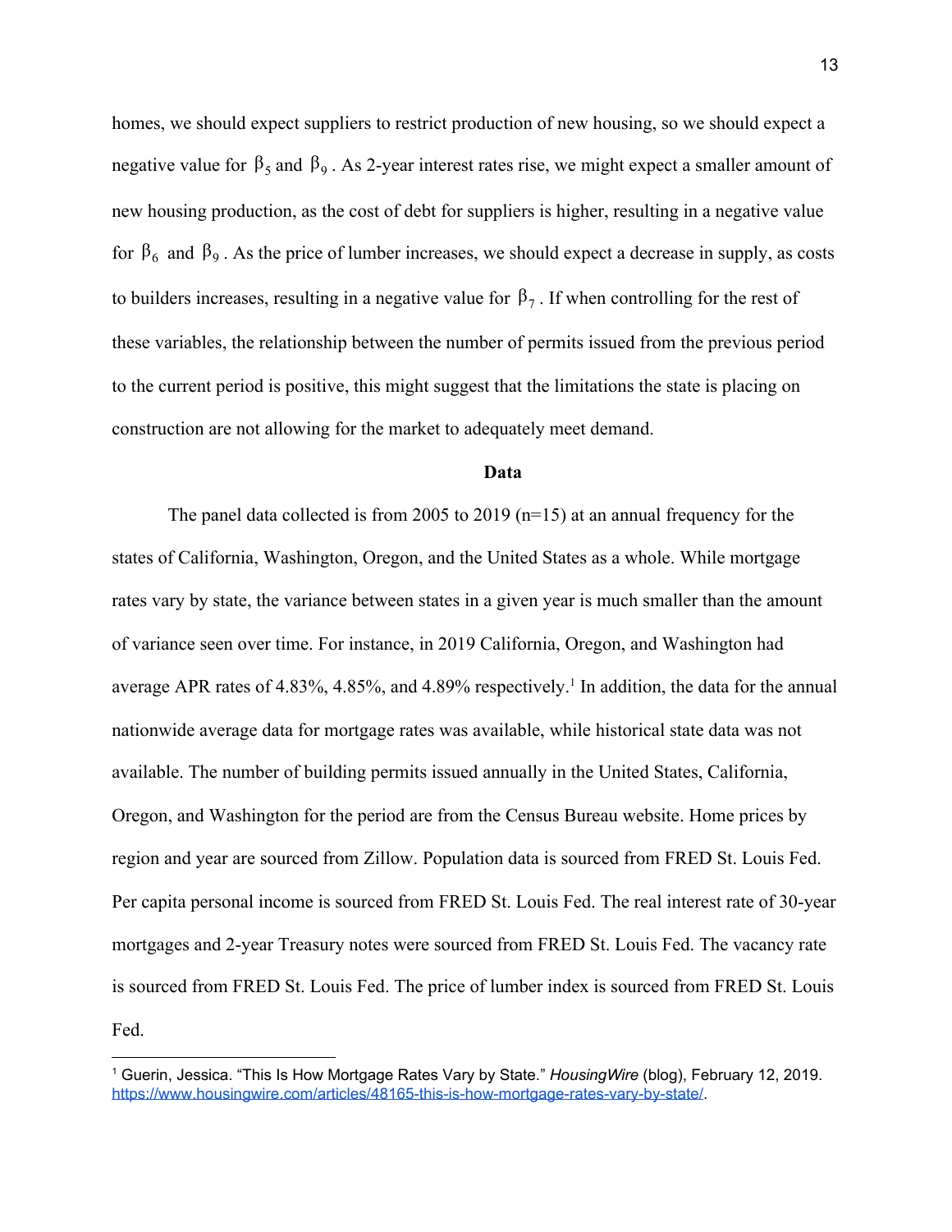homes, we should expect suppliers to restrict production of new housing, so we should expect a negative value for $\beta_5$ and $\beta_9$. As 2-year interest rates rise, we might expect a smaller amount of new housing production, as the cost of debt for suppliers is higher, resulting in a negative value for $\beta_6$ and $\beta_9$. As the price of lumber increases, we should expect a decrease in supply, as costs to builders increases, resulting in a negative value for $\beta_7$. If when controlling for the rest of these variables, the relationship between the number of permits issued from the previous period to the current period is positive, this might suggest that the limitations the state is placing on construction are not allowing for the market to adequately meet demand.

## Data

The panel data collected is from 2005 to 2019 (n=15) at an annual frequency for the states of California, Washington, Oregon, and the United States as a whole. While mortgage rates vary by state, the variance between states in a given year is much smaller than the amount of variance seen over time. For instance, in 2019 California, Oregon, and Washington had average APR rates of 4.83%, 4.85%, and 4.89% respectively.[1] In addition, the data for the annual nationwide average data for mortgage rates was available, while historical state data was not available. The number of building permits issued annually in the United States, California, Oregon, and Washington for the period are from the Census Bureau website. Home prices by region and year are sourced from Zillow. Population data is sourced from FRED St. Louis Fed. Per capita personal income is sourced from FRED St. Louis Fed. The real interest rate of 30-year mortgages and 2-year Treasury notes were sourced from FRED St. Louis Fed. The vacancy rate is sourced from FRED St. Louis Fed. The price of lumber index is sourced from FRED St. Louis Fed.

---

[1] Guerin, Jessica. "This Is How Mortgage Rates Vary by State." *HousingWire* (blog), February 12, 2019. https://www.housingwire.com/articles/48165-this-is-how-mortgage-rates-vary-by-state/.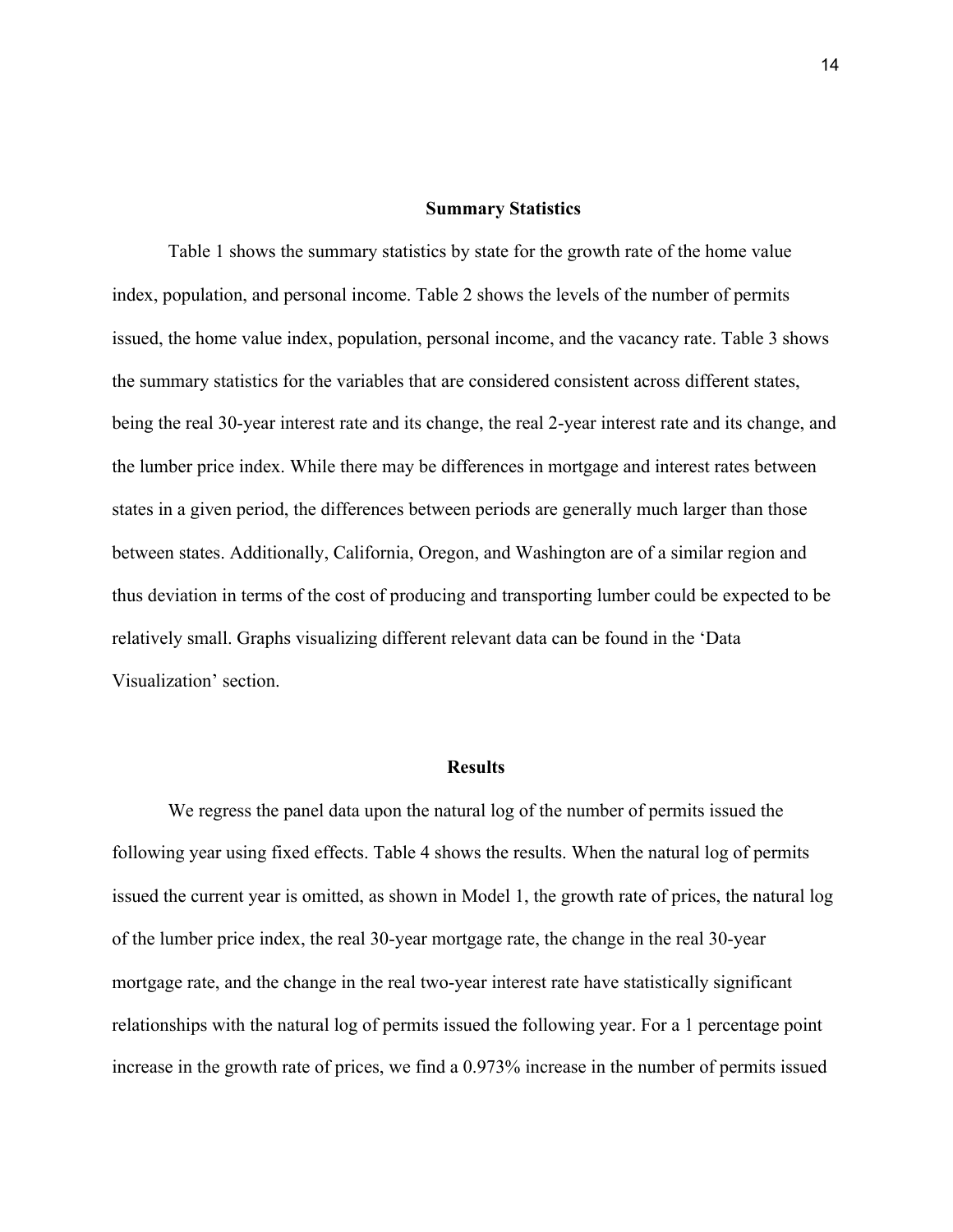## Summary Statistics

Table 1 shows the summary statistics by state for the growth rate of the home value index, population, and personal income. Table 2 shows the levels of the number of permits issued, the home value index, population, personal income, and the vacancy rate. Table 3 shows the summary statistics for the variables that are considered consistent across different states, being the real 30-year interest rate and its change, the real 2-year interest rate and its change, and the lumber price index. While there may be differences in mortgage and interest rates between states in a given period, the differences between periods are generally much larger than those between states. Additionally, California, Oregon, and Washington are of a similar region and thus deviation in terms of the cost of producing and transporting lumber could be expected to be relatively small. Graphs visualizing different relevant data can be found in the 'Data Visualization' section.

## Results

We regress the panel data upon the natural log of the number of permits issued the following year using fixed effects. Table 4 shows the results. When the natural log of permits issued the current year is omitted, as shown in Model 1, the growth rate of prices, the natural log of the lumber price index, the real 30-year mortgage rate, the change in the real 30-year mortgage rate, and the change in the real two-year interest rate have statistically significant relationships with the natural log of permits issued the following year. For a 1 percentage point increase in the growth rate of prices, we find a 0.973% increase in the number of permits issued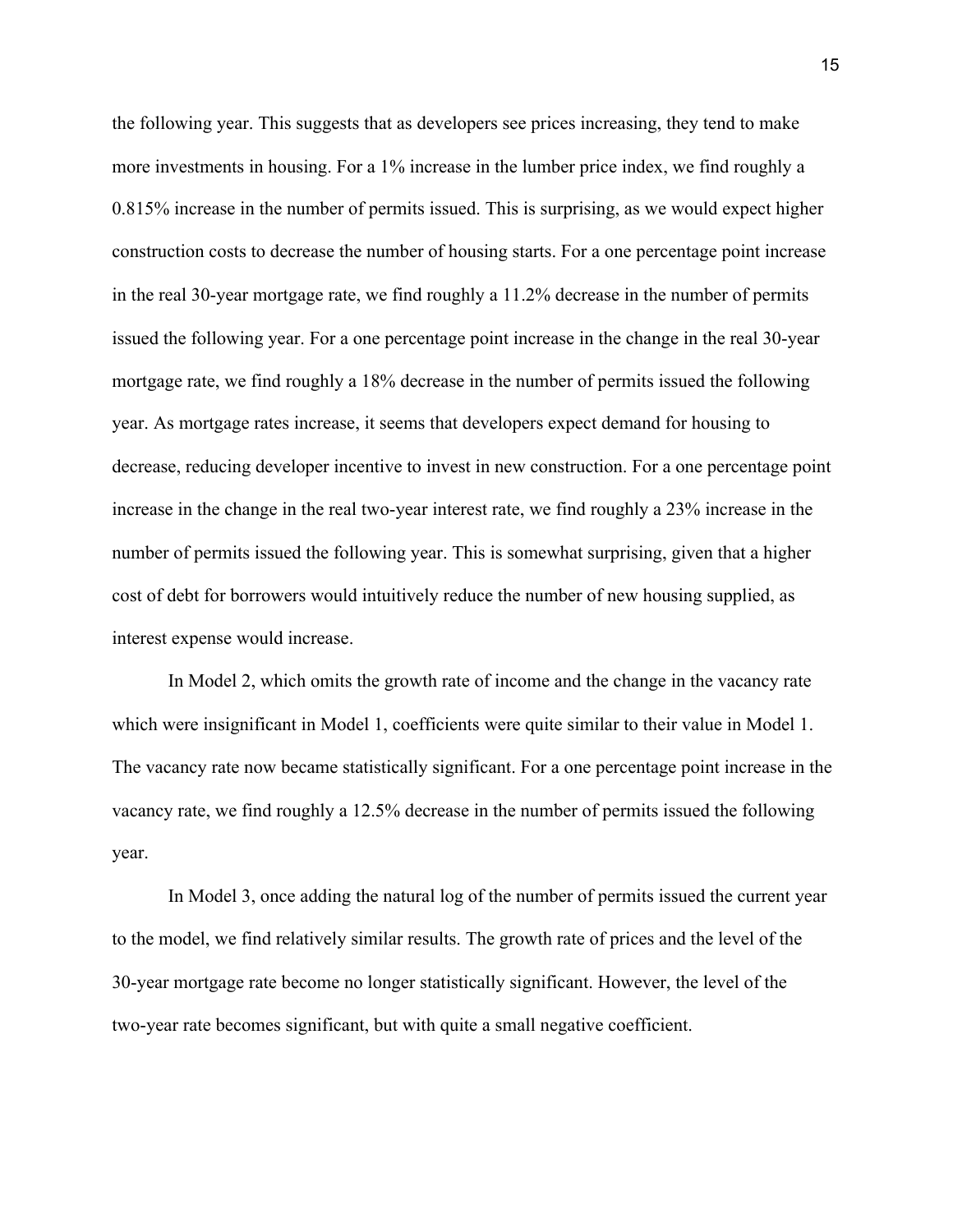the following year. This suggests that as developers see prices increasing, they tend to make more investments in housing. For a 1% increase in the lumber price index, we find roughly a 0.815% increase in the number of permits issued. This is surprising, as we would expect higher construction costs to decrease the number of housing starts. For a one percentage point increase in the real 30-year mortgage rate, we find roughly a 11.2% decrease in the number of permits issued the following year. For a one percentage point increase in the change in the real 30-year mortgage rate, we find roughly a 18% decrease in the number of permits issued the following year. As mortgage rates increase, it seems that developers expect demand for housing to decrease, reducing developer incentive to invest in new construction. For a one percentage point increase in the change in the real two-year interest rate, we find roughly a 23% increase in the number of permits issued the following year. This is somewhat surprising, given that a higher cost of debt for borrowers would intuitively reduce the number of new housing supplied, as interest expense would increase.

In Model 2, which omits the growth rate of income and the change in the vacancy rate which were insignificant in Model 1, coefficients were quite similar to their value in Model 1. The vacancy rate now became statistically significant. For a one percentage point increase in the vacancy rate, we find roughly a 12.5% decrease in the number of permits issued the following year.

In Model 3, once adding the natural log of the number of permits issued the current year to the model, we find relatively similar results. The growth rate of prices and the level of the 30-year mortgage rate become no longer statistically significant. However, the level of the two-year rate becomes significant, but with quite a small negative coefficient.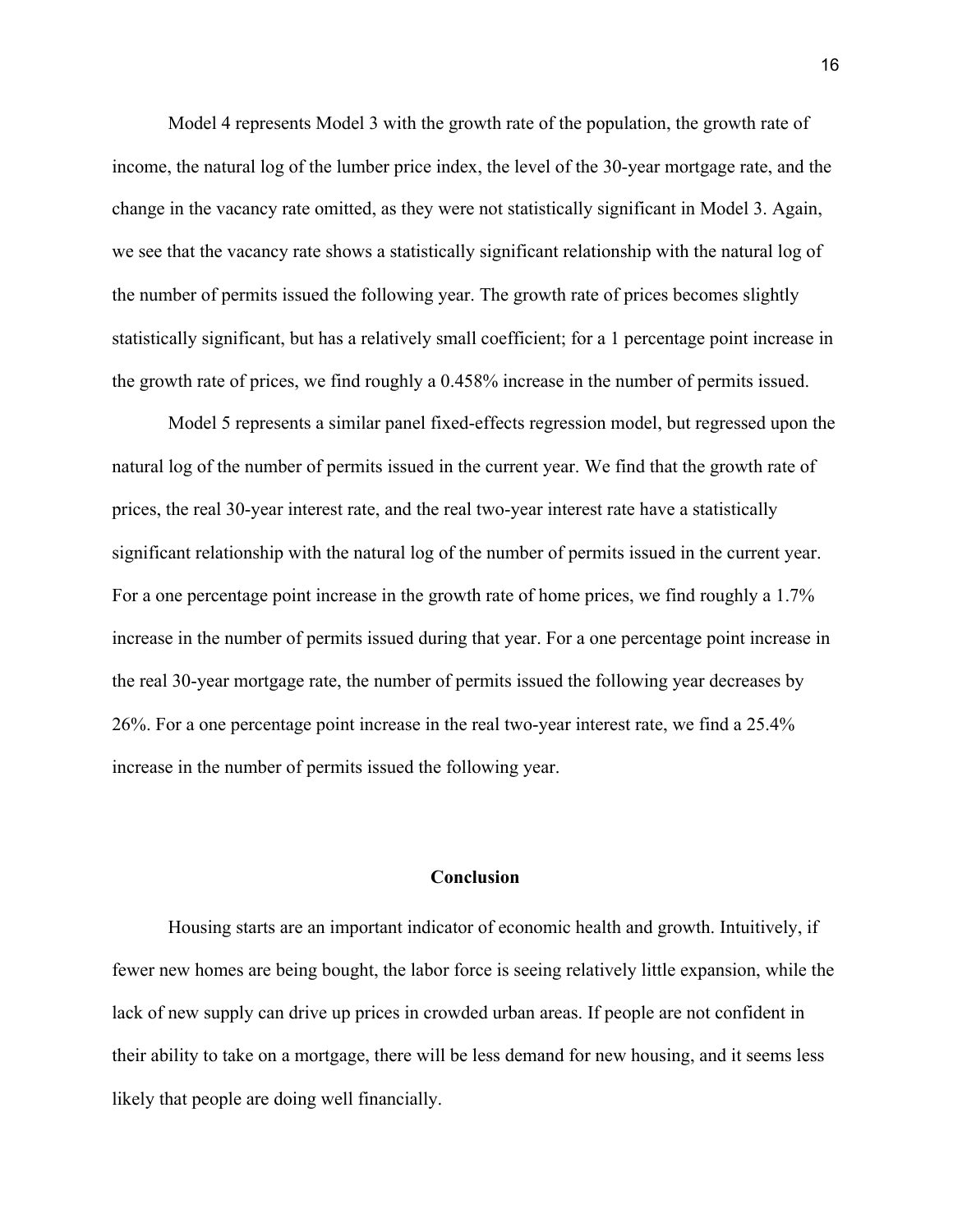Model 4 represents Model 3 with the growth rate of the population, the growth rate of income, the natural log of the lumber price index, the level of the 30-year mortgage rate, and the change in the vacancy rate omitted, as they were not statistically significant in Model 3. Again, we see that the vacancy rate shows a statistically significant relationship with the natural log of the number of permits issued the following year. The growth rate of prices becomes slightly statistically significant, but has a relatively small coefficient; for a 1 percentage point increase in the growth rate of prices, we find roughly a 0.458% increase in the number of permits issued.

Model 5 represents a similar panel fixed-effects regression model, but regressed upon the natural log of the number of permits issued in the current year. We find that the growth rate of prices, the real 30-year interest rate, and the real two-year interest rate have a statistically significant relationship with the natural log of the number of permits issued in the current year. For a one percentage point increase in the growth rate of home prices, we find roughly a 1.7% increase in the number of permits issued during that year. For a one percentage point increase in the real 30-year mortgage rate, the number of permits issued the following year decreases by 26%. For a one percentage point increase in the real two-year interest rate, we find a 25.4% increase in the number of permits issued the following year.

## Conclusion

Housing starts are an important indicator of economic health and growth. Intuitively, if fewer new homes are being bought, the labor force is seeing relatively little expansion, while the lack of new supply can drive up prices in crowded urban areas. If people are not confident in their ability to take on a mortgage, there will be less demand for new housing, and it seems less likely that people are doing well financially.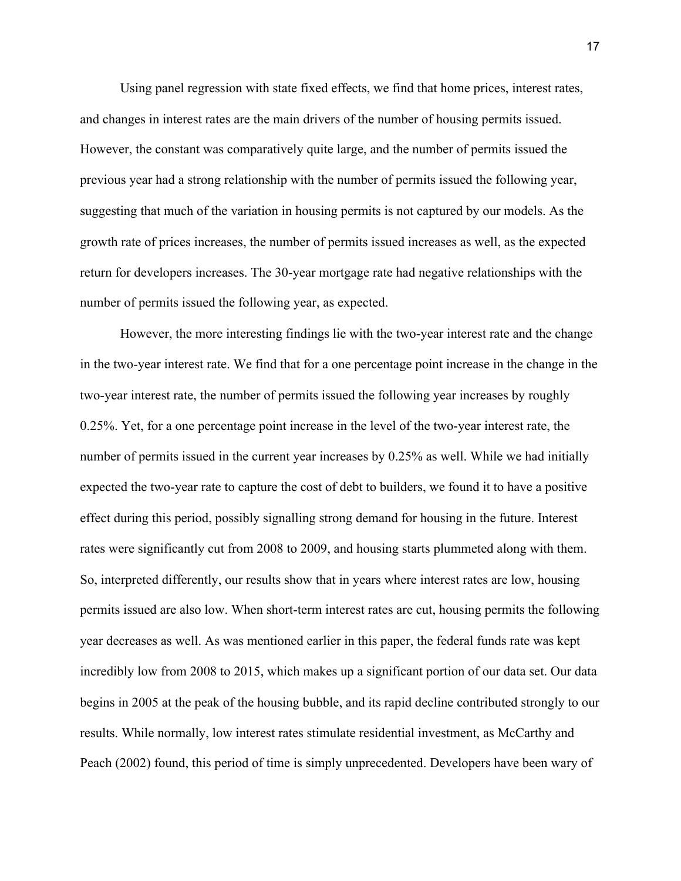Using panel regression with state fixed effects, we find that home prices, interest rates, and changes in interest rates are the main drivers of the number of housing permits issued. However, the constant was comparatively quite large, and the number of permits issued the previous year had a strong relationship with the number of permits issued the following year, suggesting that much of the variation in housing permits is not captured by our models. As the growth rate of prices increases, the number of permits issued increases as well, as the expected return for developers increases. The 30-year mortgage rate had negative relationships with the number of permits issued the following year, as expected.

However, the more interesting findings lie with the two-year interest rate and the change in the two-year interest rate. We find that for a one percentage point increase in the change in the two-year interest rate, the number of permits issued the following year increases by roughly 0.25%. Yet, for a one percentage point increase in the level of the two-year interest rate, the number of permits issued in the current year increases by 0.25% as well. While we had initially expected the two-year rate to capture the cost of debt to builders, we found it to have a positive effect during this period, possibly signalling strong demand for housing in the future. Interest rates were significantly cut from 2008 to 2009, and housing starts plummeted along with them. So, interpreted differently, our results show that in years where interest rates are low, housing permits issued are also low. When short-term interest rates are cut, housing permits the following year decreases as well. As was mentioned earlier in this paper, the federal funds rate was kept incredibly low from 2008 to 2015, which makes up a significant portion of our data set. Our data begins in 2005 at the peak of the housing bubble, and its rapid decline contributed strongly to our results. While normally, low interest rates stimulate residential investment, as McCarthy and Peach (2002) found, this period of time is simply unprecedented. Developers have been wary of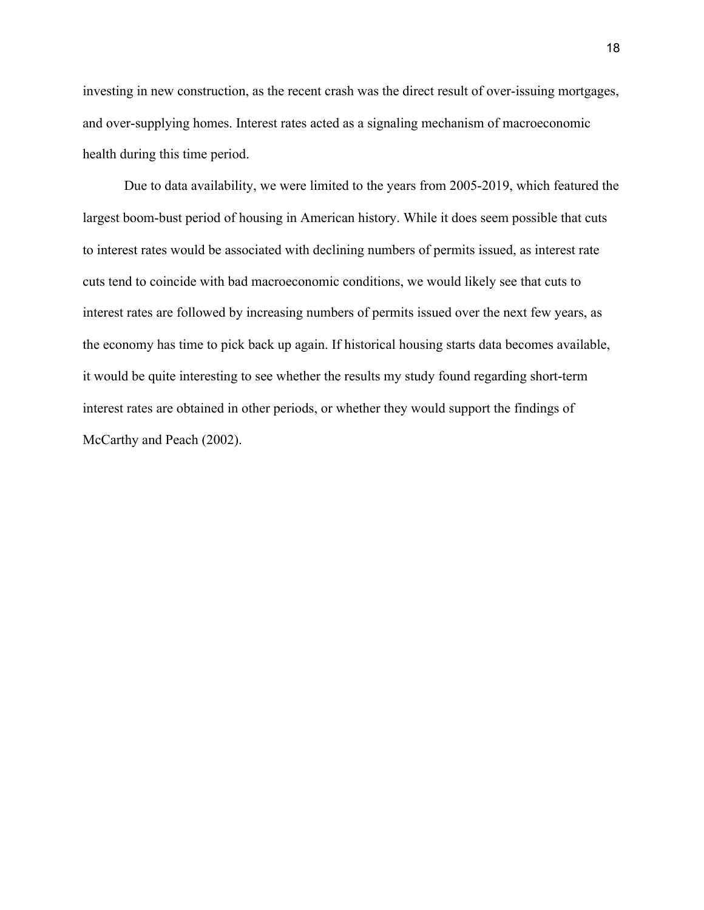investing in new construction, as the recent crash was the direct result of over-issuing mortgages, and over-supplying homes. Interest rates acted as a signaling mechanism of macroeconomic health during this time period.

Due to data availability, we were limited to the years from 2005-2019, which featured the largest boom-bust period of housing in American history. While it does seem possible that cuts to interest rates would be associated with declining numbers of permits issued, as interest rate cuts tend to coincide with bad macroeconomic conditions, we would likely see that cuts to interest rates are followed by increasing numbers of permits issued over the next few years, as the economy has time to pick back up again. If historical housing starts data becomes available, it would be quite interesting to see whether the results my study found regarding short-term interest rates are obtained in other periods, or whether they would support the findings of McCarthy and Peach (2002).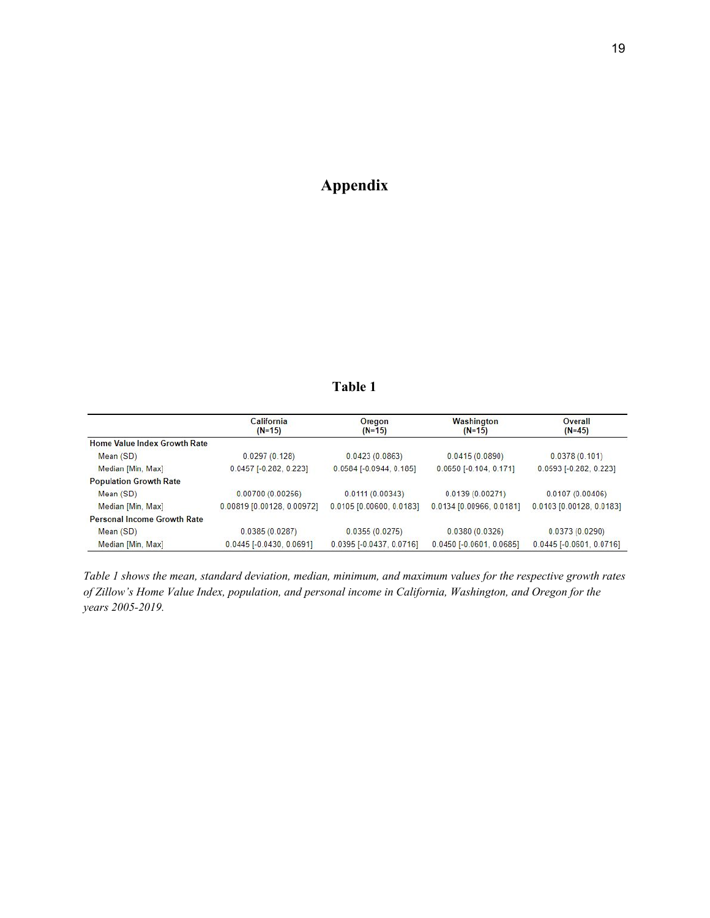# Appendix

## Table 1

| | California (N=15) | Oregon (N=15) | Washington (N=15) | Overall (N=45) |
|---|---|---|---|---|
| **Home Value Index Growth Rate** | | | | |
| Mean (SD) | 0.0297 (0.128) | 0.0423 (0.0863) | 0.0415 (0.0890) | 0.0378 (0.101) |
| Median [Min, Max] | 0.0457 [-0.282, 0.223] | 0.0584 [-0.0944, 0.185] | 0.0650 [-0.104, 0.171] | 0.0593 [-0.282, 0.223] |
| **Population Growth Rate** | | | | |
| Mean (SD) | 0.00700 (0.00256) | 0.0111 (0.00343) | 0.0139 (0.00271) | 0.0107 (0.00406) |
| Median [Min, Max] | 0.00819 [0.00128, 0.00972] | 0.0105 [0.00600, 0.0183] | 0.0134 [0.00966, 0.0181] | 0.0103 [0.00128, 0.0183] |
| **Personal Income Growth Rate** | | | | |
| Mean (SD) | 0.0385 (0.0287) | 0.0355 (0.0275) | 0.0380 (0.0326) | 0.0373 (0.0290) |
| Median [Min, Max] | 0.0445 [-0.0430, 0.0691] | 0.0395 [-0.0437, 0.0716] | 0.0450 [-0.0601, 0.0685] | 0.0445 [-0.0601, 0.0716] |

*Table 1 shows the mean, standard deviation, median, minimum, and maximum values for the respective growth rates of Zillow's Home Value Index, population, and personal income in California, Washington, and Oregon for the years 2005-2019.*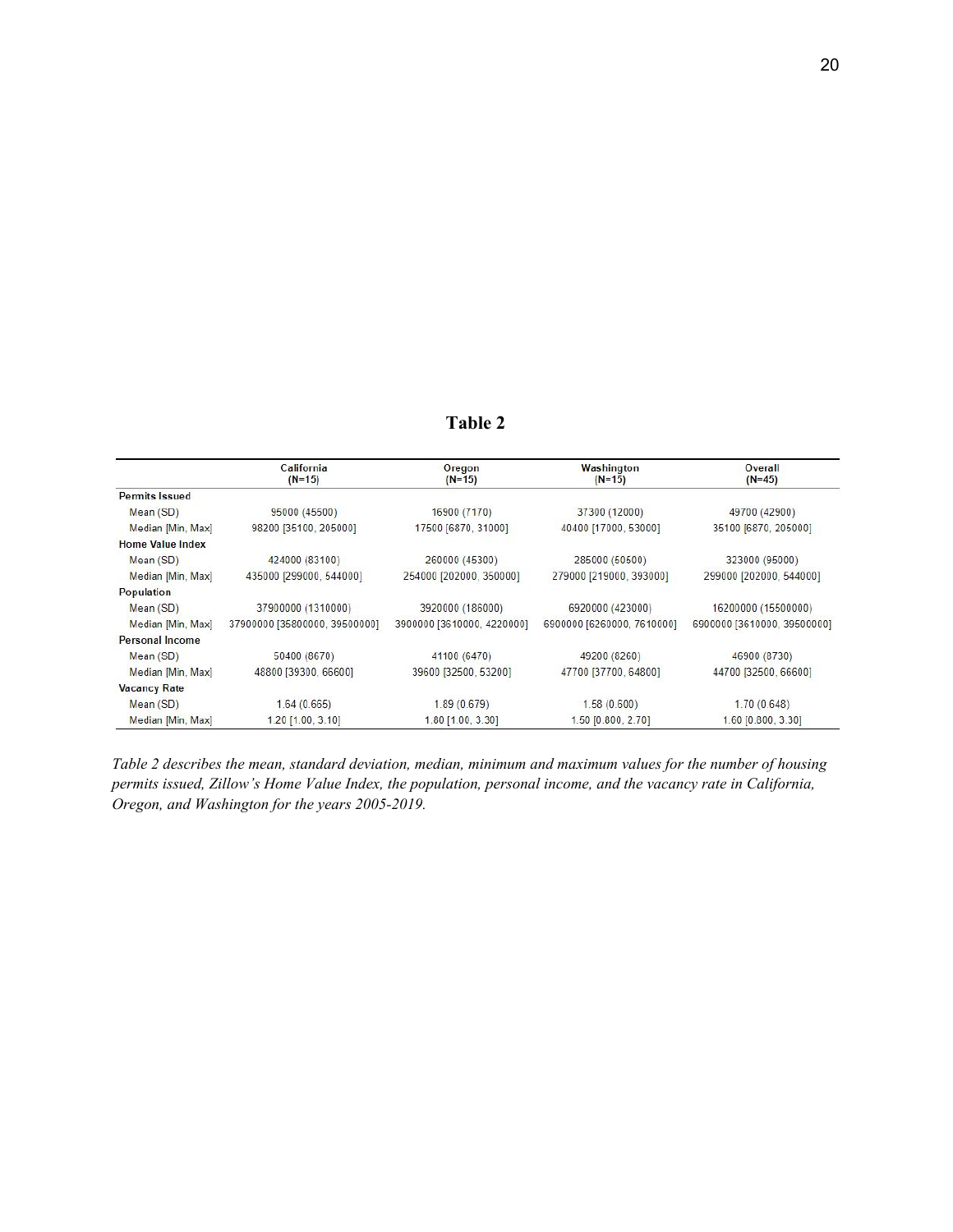# Table 2

| | California (N=15) | Oregon (N=15) | Washington (N=15) | Overall (N=45) |
|---|---|---|---|---|
| **Permits Issued** | | | | |
| Mean (SD) | 95000 (45500) | 16900 (7170) | 37300 (12000) | 49700 (42900) |
| Median [Min, Max] | 98200 [35100, 205000] | 17500 [6870, 31000] | 40400 [17000, 53000] | 35100 [6870, 205000] |
| **Home Value Index** | | | | |
| Mean (SD) | 424000 (83100) | 260000 (45300) | 285000 (50500) | 323000 (95000) |
| Median [Min, Max] | 435000 [299000, 544000] | 254000 [202000, 350000] | 279000 [219000, 393000] | 299000 [202000, 544000] |
| **Population** | | | | |
| Mean (SD) | 37900000 (1310000) | 3920000 (186000) | 6920000 (423000) | 16200000 (15500000) |
| Median [Min, Max] | 37900000 [35800000, 39500000] | 3900000 [3610000, 4220000] | 6900000 [6260000, 7610000] | 6900000 [3610000, 39500000] |
| **Personal Income** | | | | |
| Mean (SD) | 50400 (8670) | 41100 (6470) | 49200 (8260) | 46900 (8730) |
| Median [Min, Max] | 48800 [39300, 66600] | 39600 [32500, 53200] | 47700 [37700, 64800] | 44700 [32500, 66600] |
| **Vacancy Rate** | | | | |
| Mean (SD) | 1.64 (0.665) | 1.89 (0.679) | 1.58 (0.600) | 1.70 (0.648) |
| Median [Min, Max] | 1.20 [1.00, 3.10] | 1.80 [1.00, 3.30] | 1.50 [0.800, 2.70] | 1.60 [0.800, 3.30] |

*Table 2 describes the mean, standard deviation, median, minimum and maximum values for the number of housing permits issued, Zillow's Home Value Index, the population, personal income, and the vacancy rate in California, Oregon, and Washington for the years 2005-2019.*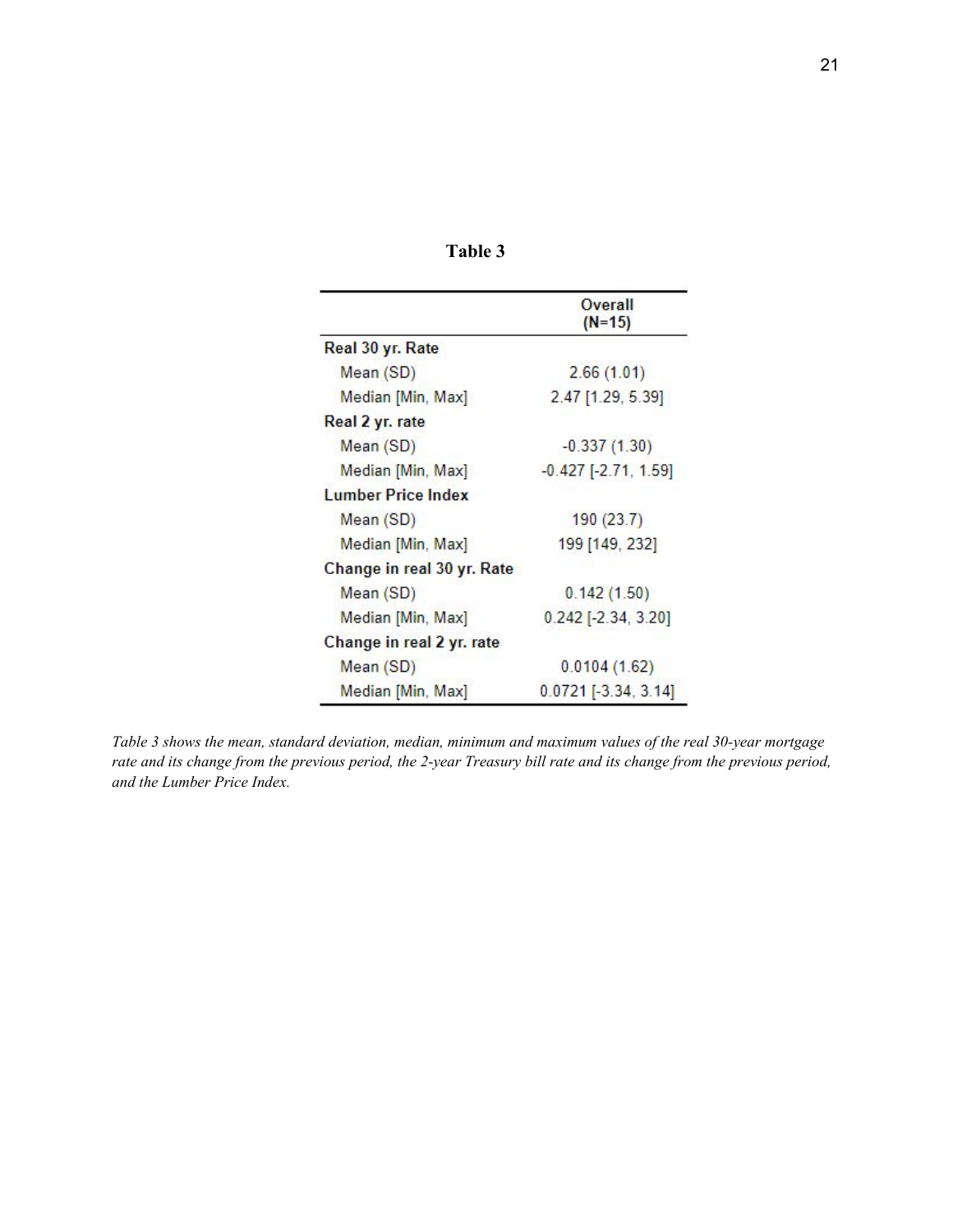**Table 3**

| | Overall (N=15) |
|---|---|
| **Real 30 yr. Rate** | |
| Mean (SD) | 2.66 (1.01) |
| Median [Min, Max] | 2.47 [1.29, 5.39] |
| **Real 2 yr. rate** | |
| Mean (SD) | -0.337 (1.30) |
| Median [Min, Max] | -0.427 [-2.71, 1.59] |
| **Lumber Price Index** | |
| Mean (SD) | 190 (23.7) |
| Median [Min, Max] | 199 [149, 232] |
| **Change in real 30 yr. Rate** | |
| Mean (SD) | 0.142 (1.50) |
| Median [Min, Max] | 0.242 [-2.34, 3.20] |
| **Change in real 2 yr. rate** | |
| Mean (SD) | 0.0104 (1.62) |
| Median [Min, Max] | 0.0721 [-3.34, 3.14] |

*Table 3 shows the mean, standard deviation, median, minimum and maximum values of the real 30-year mortgage rate and its change from the previous period, the 2-year Treasury bill rate and its change from the previous period, and the Lumber Price Index.*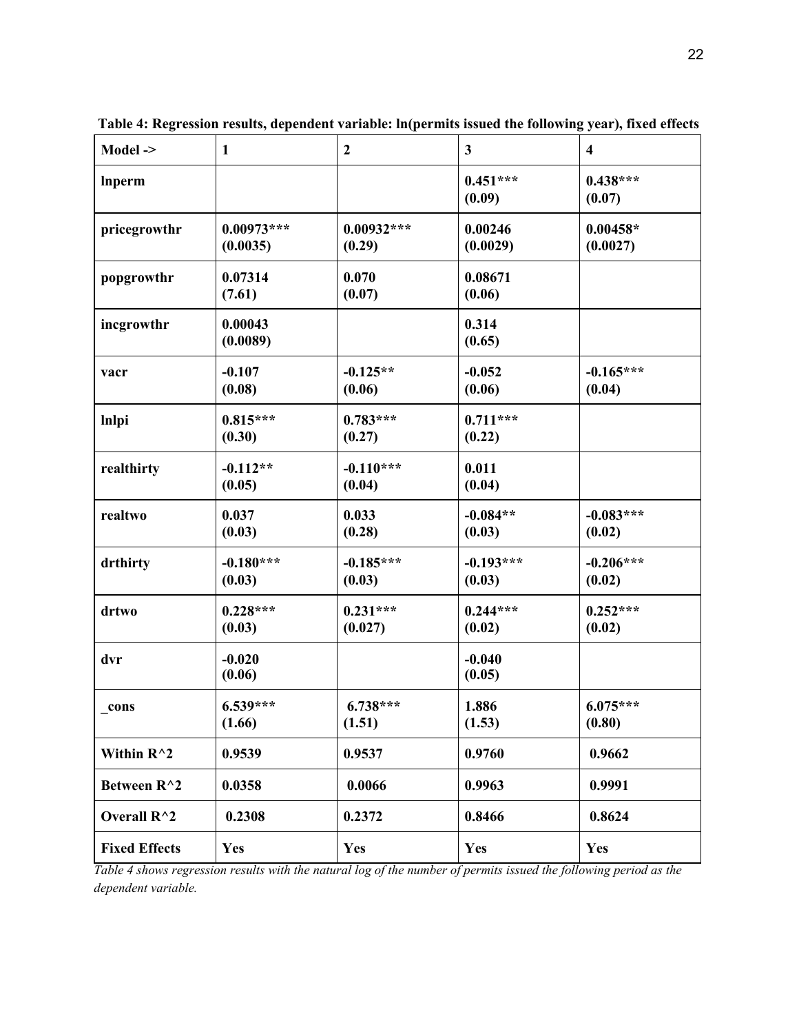**Table 4: Regression results, dependent variable: ln(permits issued the following year), fixed effects**

| Model -> | 1 | 2 | 3 | 4 |
|---|---|---|---|---|
| **lnperm** | | | **0.451*** (0.09)** | **0.438*** (0.07)** |
| **pricegrowthr** | **0.00973*** (0.0035)** | **0.00932*** (0.29)** | **0.00246 (0.0029)** | **0.00458* (0.0027)** |
| **popgrowthr** | **0.07314 (7.61)** | **0.070 (0.07)** | **0.08671 (0.06)** | |
| **incgrowthr** | **0.00043 (0.0089)** | | **0.314 (0.65)** | |
| **vacr** | **-0.107 (0.08)** | **-0.125** (0.06)** | **-0.052 (0.06)** | **-0.165*** (0.04)** |
| **lnlpi** | **0.815*** (0.30)** | **0.783*** (0.27)** | **0.711*** (0.22)** | |
| **realthirty** | **-0.112** (0.05)** | **-0.110*** (0.04)** | **0.011 (0.04)** | |
| **realtwo** | **0.037 (0.03)** | **0.033 (0.28)** | **-0.084** (0.03)** | **-0.083*** (0.02)** |
| **drthirty** | **-0.180*** (0.03)** | **-0.185*** (0.03)** | **-0.193*** (0.03)** | **-0.206*** (0.02)** |
| **drtwo** | **0.228*** (0.03)** | **0.231*** (0.027)** | **0.244*** (0.02)** | **0.252*** (0.02)** |
| **dvr** | **-0.020 (0.06)** | | **-0.040 (0.05)** | |
| **_cons** | **6.539*** (1.66)** | **6.738*** (1.51)** | **1.886 (1.53)** | **6.075*** (0.80)** |
| **Within $R^2$** | **0.9539** | **0.9537** | **0.9760** | **0.9662** |
| **Between $R^2$** | **0.0358** | **0.0066** | **0.9963** | **0.9991** |
| **Overall $R^2$** | **0.2308** | **0.2372** | **0.8466** | **0.8624** |
| **Fixed Effects** | **Yes** | **Yes** | **Yes** | **Yes** |

*Table 4 shows regression results with the natural log of the number of permits issued the following period as the dependent variable.*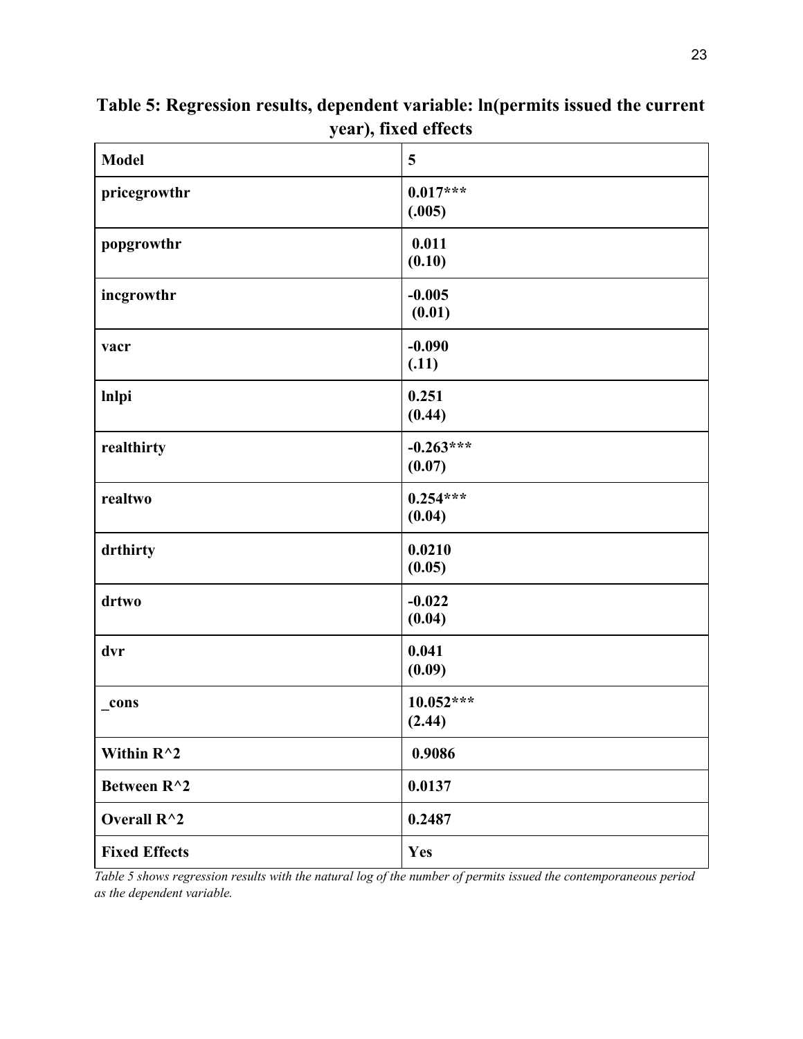**Table 5: Regression results, dependent variable: ln(permits issued the current year), fixed effects**

| Model | 5 |
|---|---|
| pricegrowthr | 0.017***<br>(.005) |
| popgrowthr | 0.011<br>(0.10) |
| incgrowthr | -0.005<br>(0.01) |
| vacr | -0.090<br>(.11) |
| lnlpi | 0.251<br>(0.44) |
| realthirty | -0.263***<br>(0.07) |
| realtwo | 0.254***<br>(0.04) |
| drthirty | 0.0210<br>(0.05) |
| drtwo | -0.022<br>(0.04) |
| dvr | 0.041<br>(0.09) |
| _cons | 10.052***<br>(2.44) |
| Within R^2 | 0.9086 |
| Between R^2 | 0.0137 |
| Overall R^2 | 0.2487 |
| Fixed Effects | Yes |

*Table 5 shows regression results with the natural log of the number of permits issued the contemporaneous period as the dependent variable.*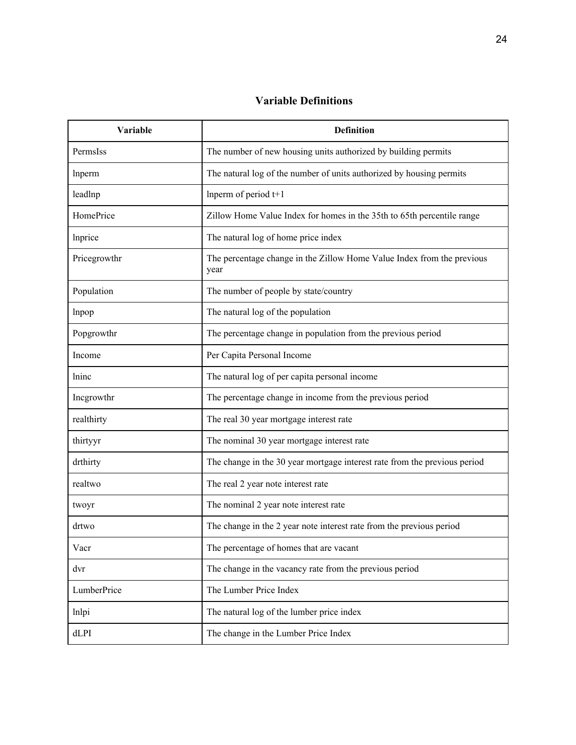# Variable Definitions

| Variable | Definition |
|---|---|
| PermsIss | The number of new housing units authorized by building permits |
| lnperm | The natural log of the number of units authorized by housing permits |
| leadlnp | lnperm of period t+1 |
| HomePrice | Zillow Home Value Index for homes in the 35th to 65th percentile range |
| lnprice | The natural log of home price index |
| Pricegrowthr | The percentage change in the Zillow Home Value Index from the previous year |
| Population | The number of people by state/country |
| lnpop | The natural log of the population |
| Popgrowthr | The percentage change in population from the previous period |
| Income | Per Capita Personal Income |
| lninc | The natural log of per capita personal income |
| Incgrowthr | The percentage change in income from the previous period |
| realthirty | The real 30 year mortgage interest rate |
| thirtyyr | The nominal 30 year mortgage interest rate |
| drthirty | The change in the 30 year mortgage interest rate from the previous period |
| realtwo | The real 2 year note interest rate |
| twoyr | The nominal 2 year note interest rate |
| drtwo | The change in the 2 year note interest rate from the previous period |
| Vacr | The percentage of homes that are vacant |
| dvr | The change in the vacancy rate from the previous period |
| LumberPrice | The Lumber Price Index |
| lnlpi | The natural log of the lumber price index |
| dLPI | The change in the Lumber Price Index |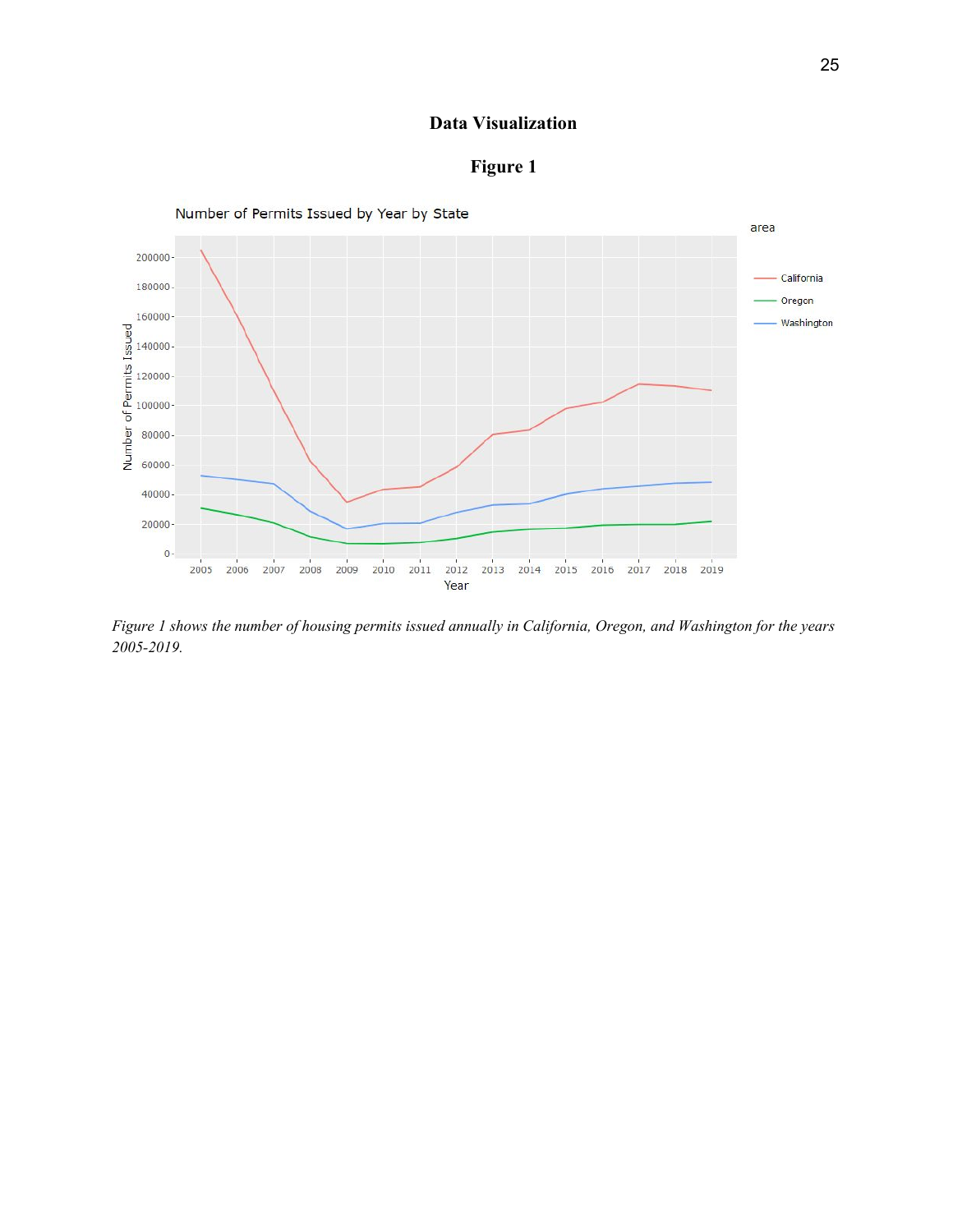## Data Visualization

### Figure 1

*Figure 1 shows the number of housing permits issued annually in California, Oregon, and Washington for the years 2005-2019.*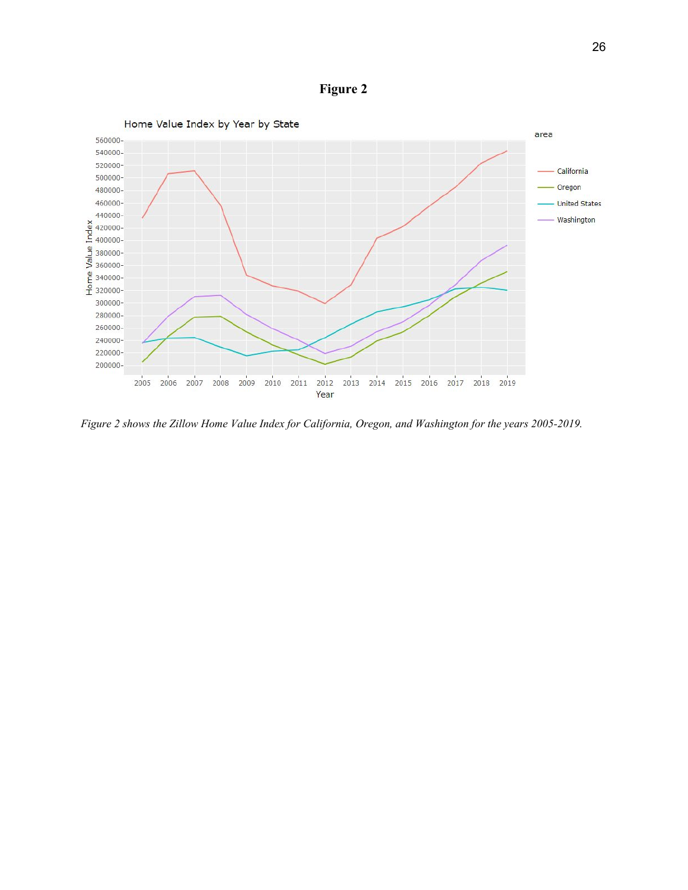**Figure 2**

*Figure 2 shows the Zillow Home Value Index for California, Oregon, and Washington for the years 2005-2019.*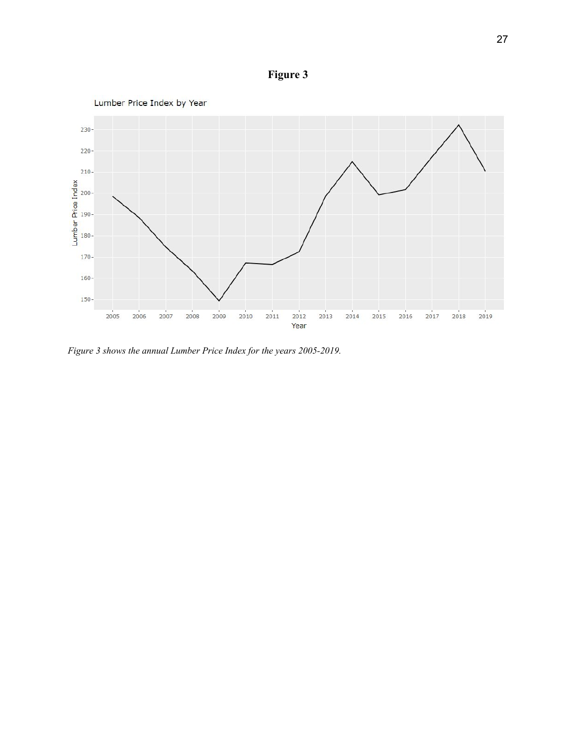**Figure 3**

*Figure 3 shows the annual Lumber Price Index for the years 2005-2019.*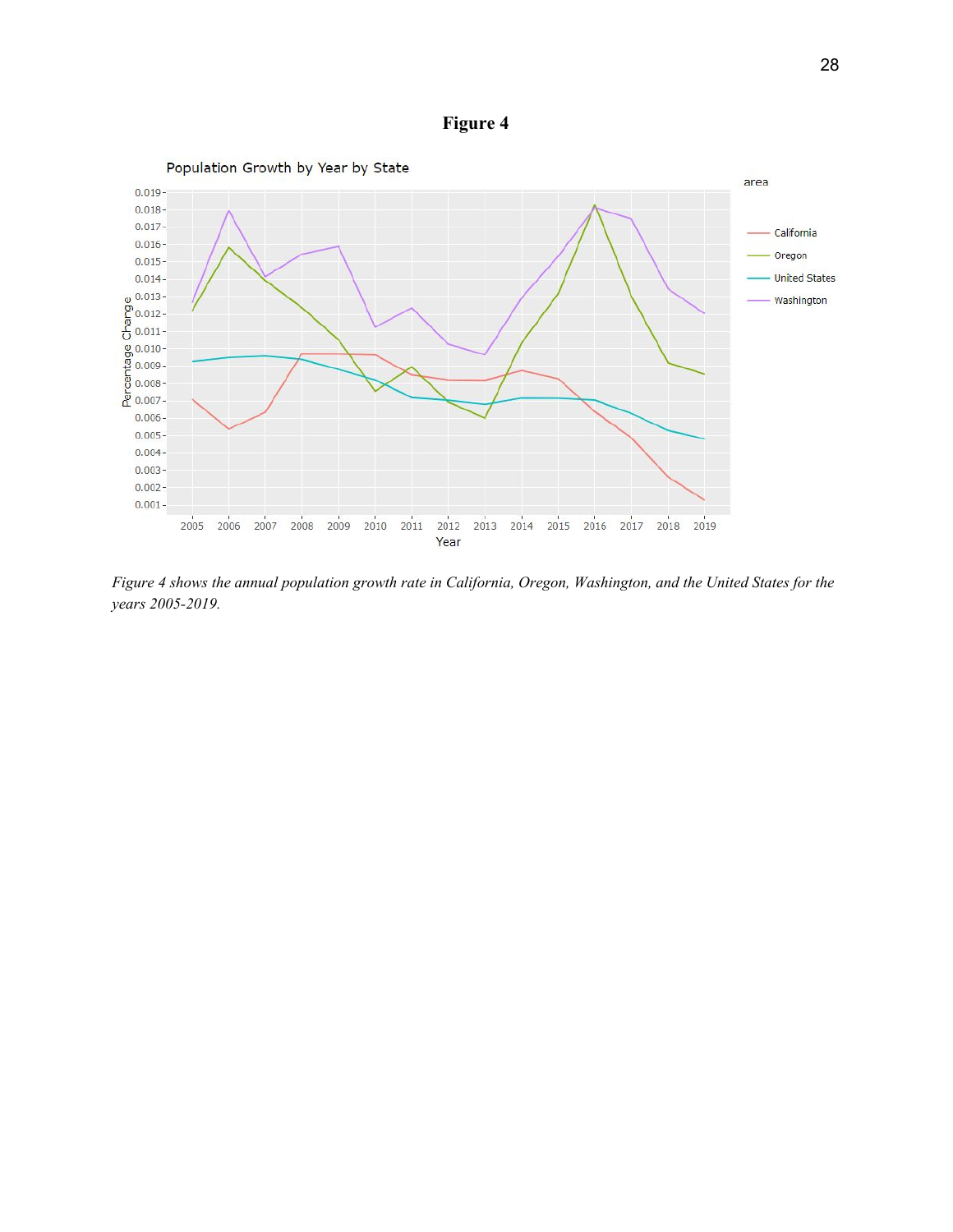**Figure 4**

*Figure 4 shows the annual population growth rate in California, Oregon, Washington, and the United States for the years 2005-2019.*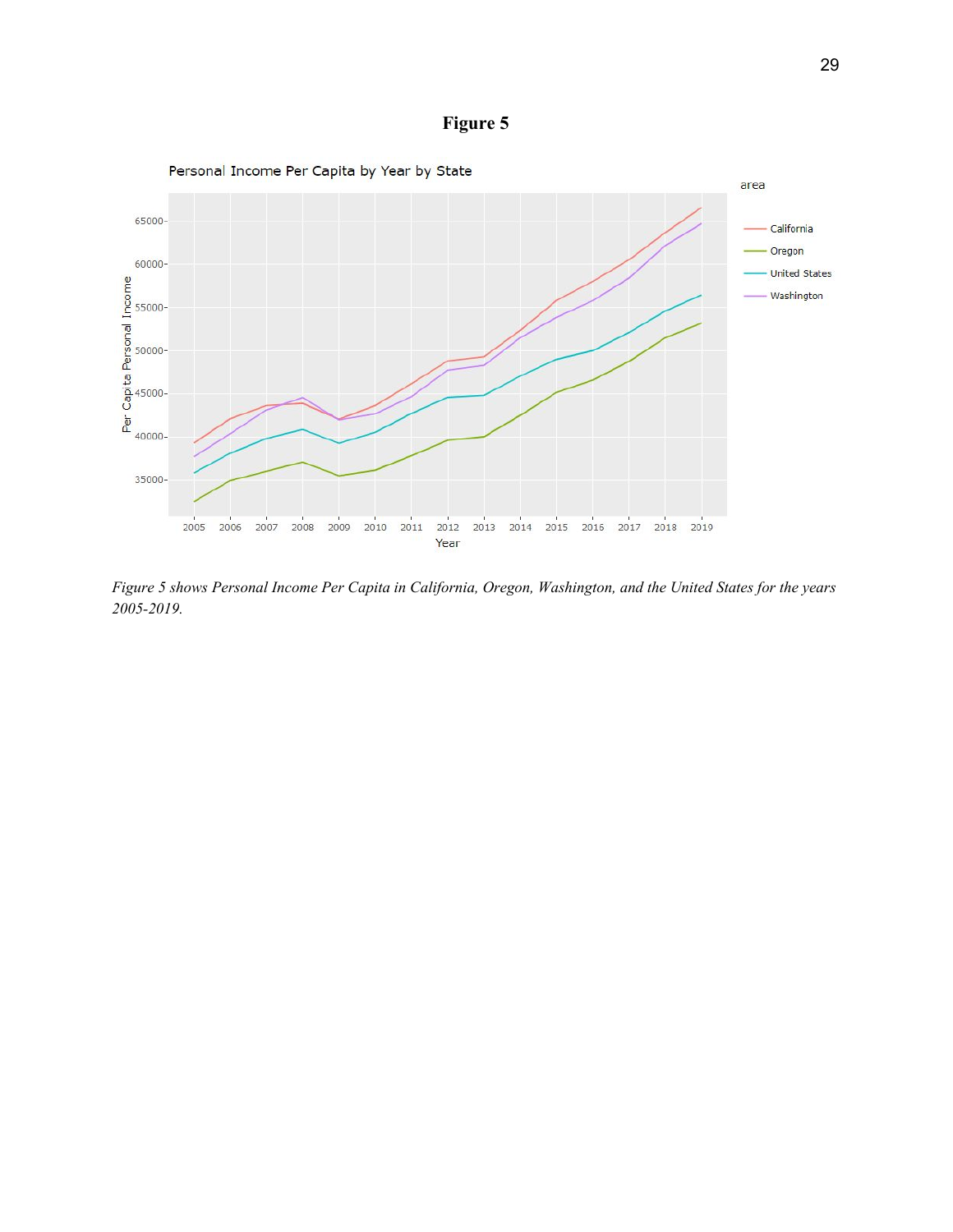**Figure 5**

*Figure 5 shows Personal Income Per Capita in California, Oregon, Washington, and the United States for the years 2005-2019.*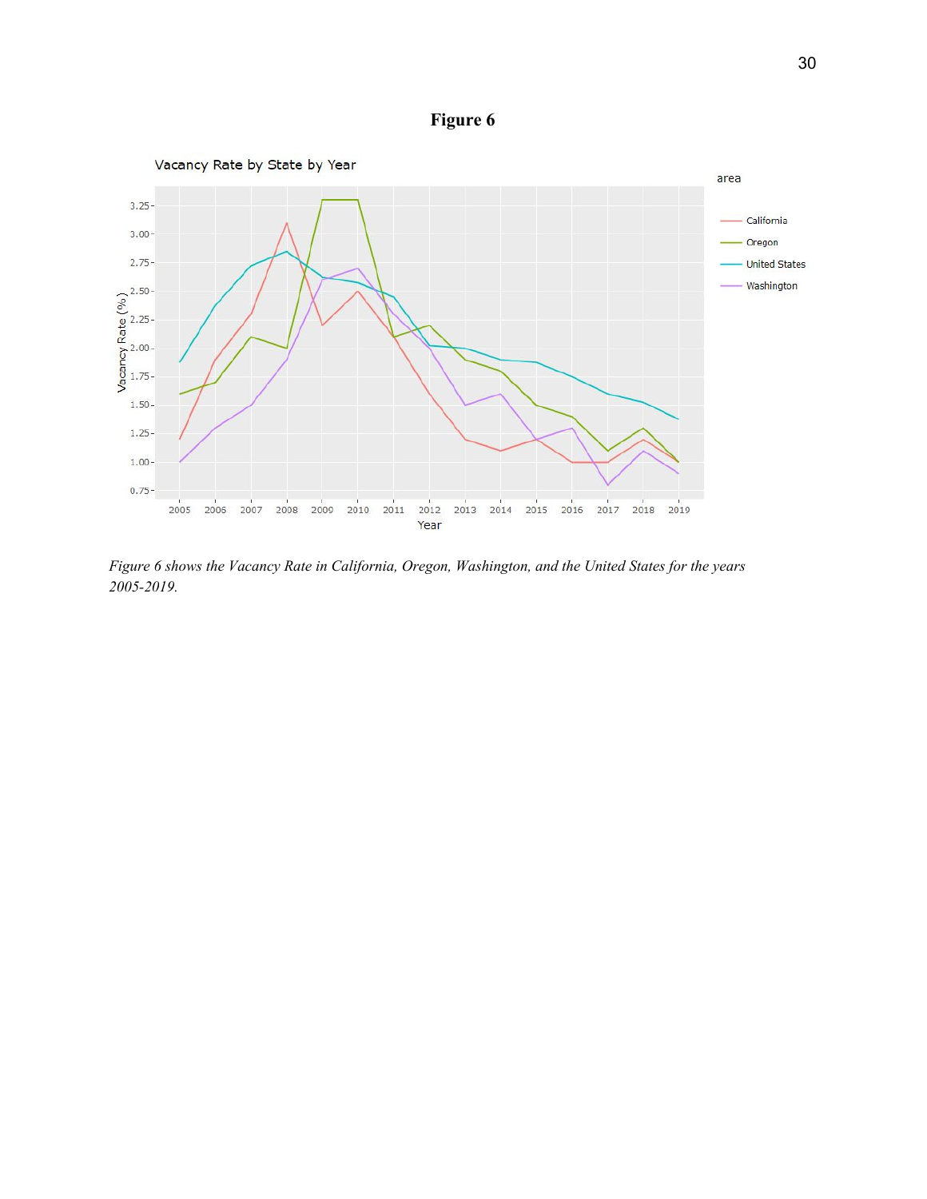**Figure 6**

*Figure 6 shows the Vacancy Rate in California, Oregon, Washington, and the United States for the years 2005-2019.*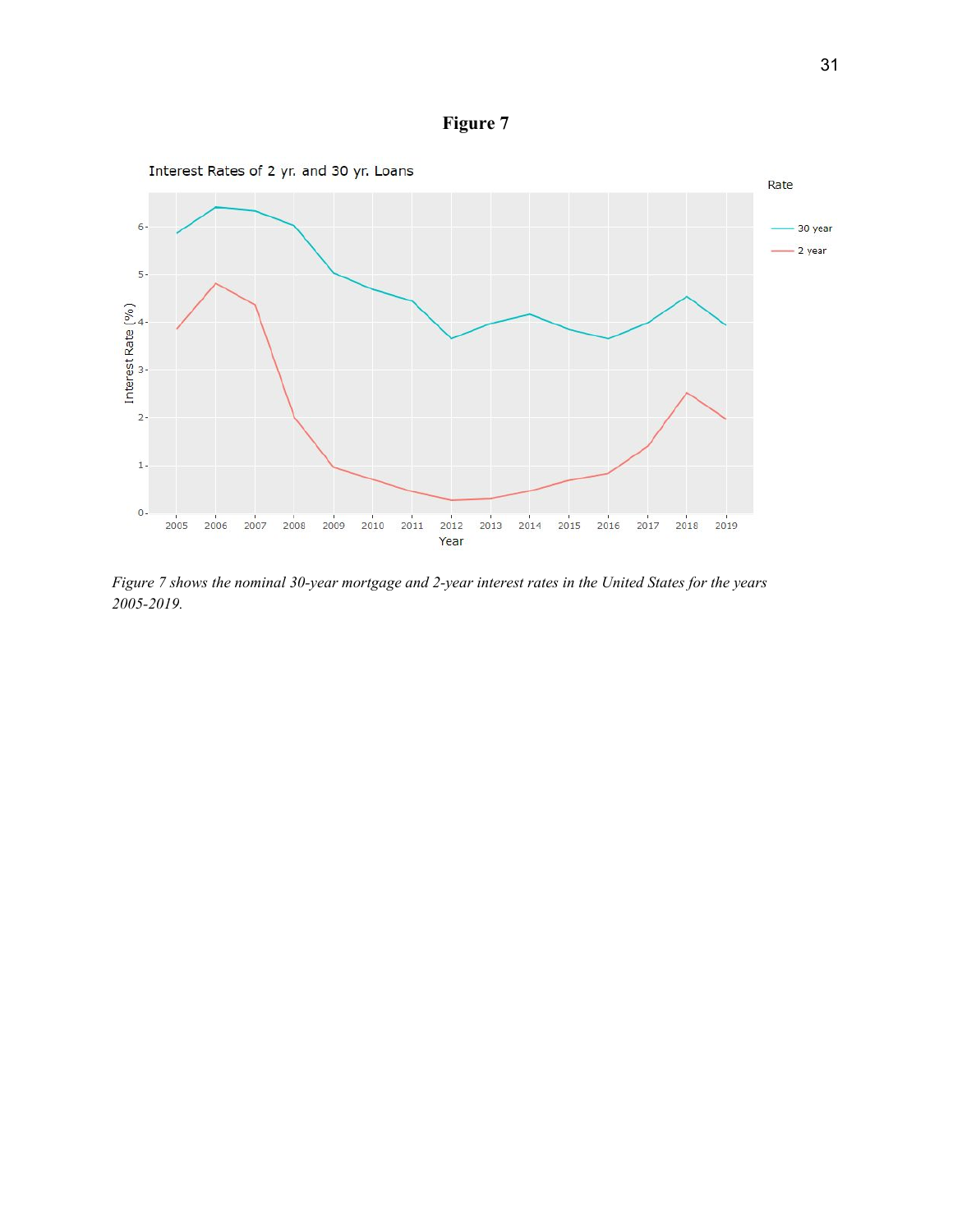**Figure 7**

*Figure 7 shows the nominal 30-year mortgage and 2-year interest rates in the United States for the years 2005-2019.*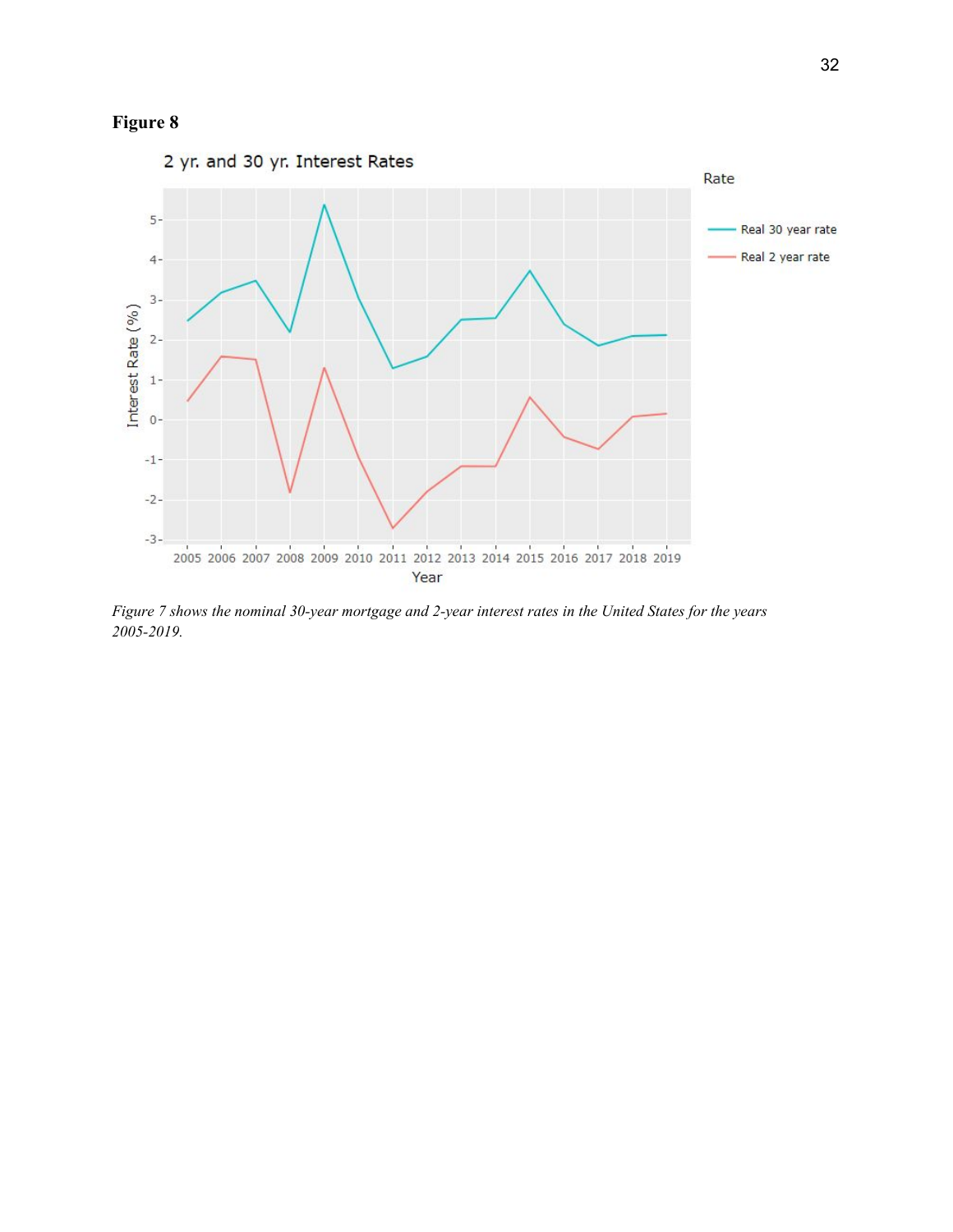**Figure 8**

*Figure 7 shows the nominal 30-year mortgage and 2-year interest rates in the United States for the years 2005-2019.*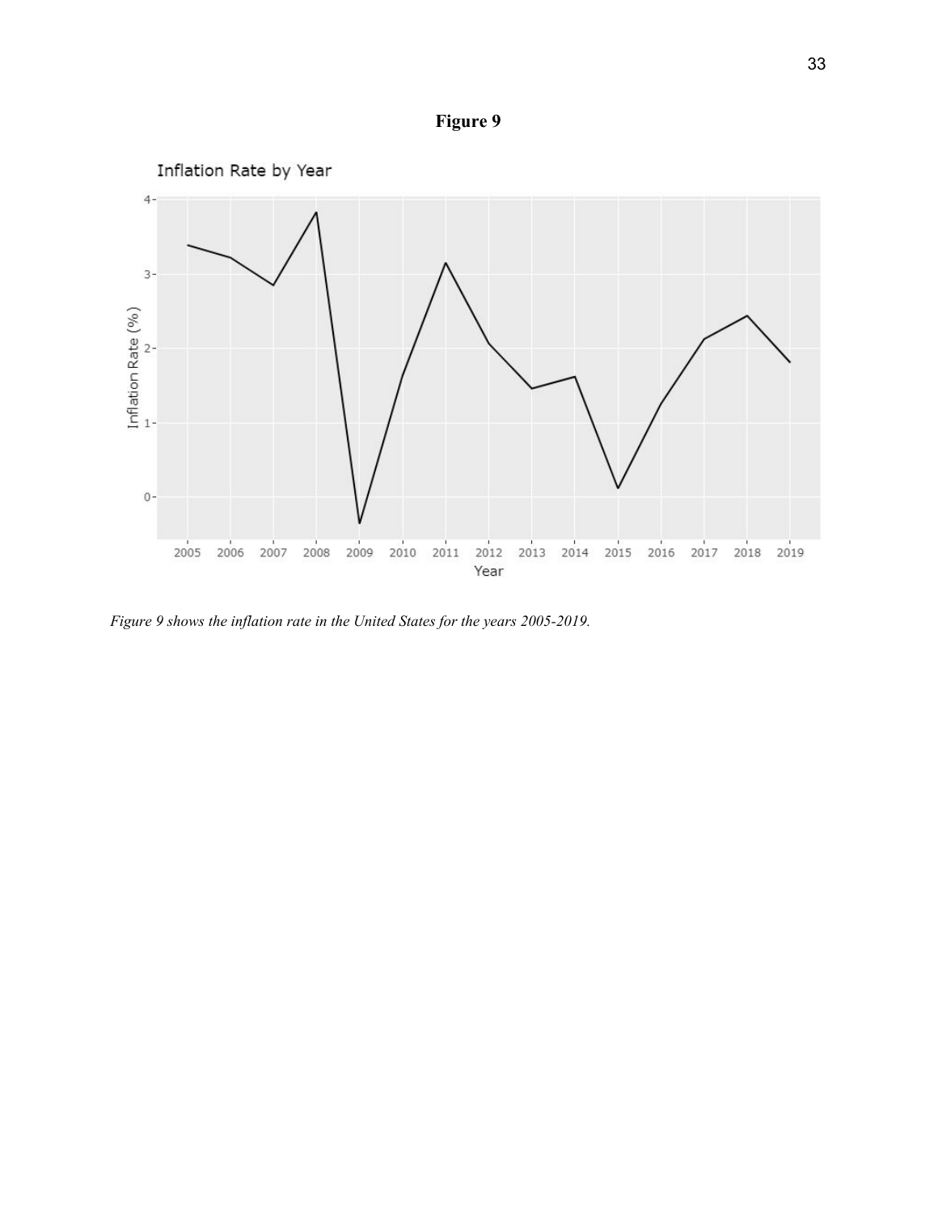**Figure 9**

*Figure 9 shows the inflation rate in the United States for the years 2005-2019.*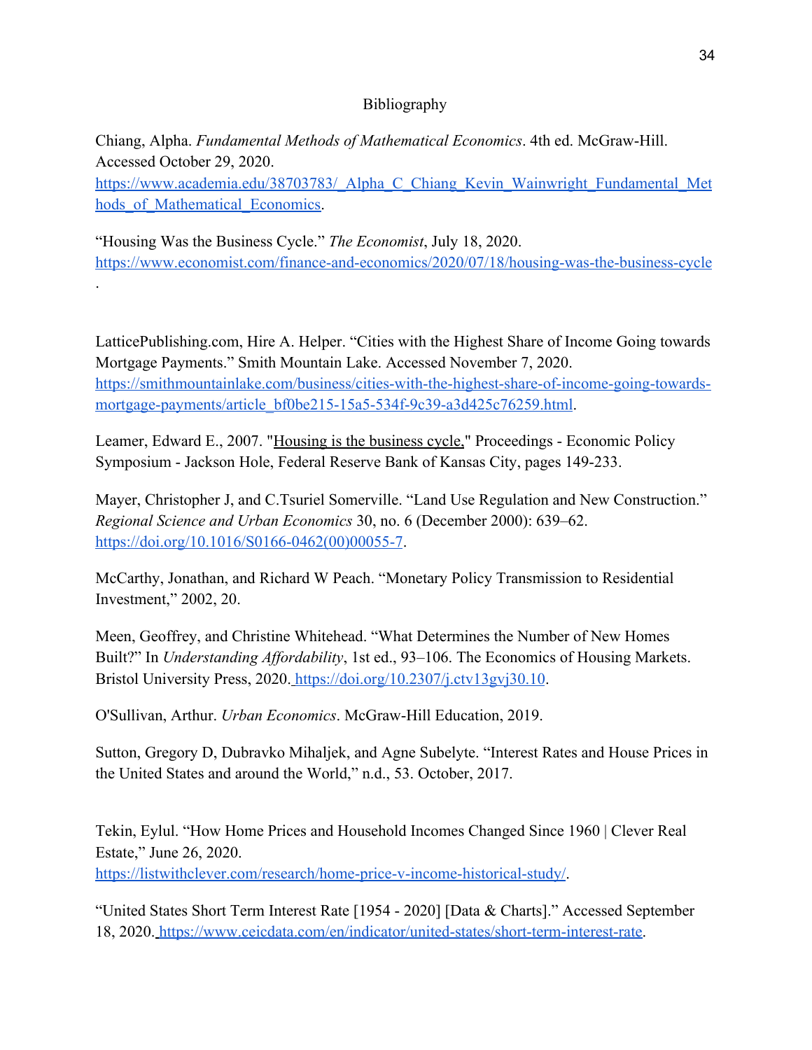# Bibliography

Chiang, Alpha. *Fundamental Methods of Mathematical Economics*. 4th ed. McGraw-Hill. Accessed October 29, 2020. https://www.academia.edu/38703783/_Alpha_C_Chiang_Kevin_Wainwright_Fundamental_Methods_of_Mathematical_Economics.

"Housing Was the Business Cycle." *The Economist*, July 18, 2020. https://www.economist.com/finance-and-economics/2020/07/18/housing-was-the-business-cycle.

LatticePublishing.com, Hire A. Helper. "Cities with the Highest Share of Income Going towards Mortgage Payments." Smith Mountain Lake. Accessed November 7, 2020. https://smithmountainlake.com/business/cities-with-the-highest-share-of-income-going-towards-mortgage-payments/article_bf0be215-15a5-534f-9c39-a3d425c76259.html.

Leamer, Edward E., 2007. "Housing is the business cycle," Proceedings - Economic Policy Symposium - Jackson Hole, Federal Reserve Bank of Kansas City, pages 149-233.

Mayer, Christopher J, and C.Tsuriel Somerville. "Land Use Regulation and New Construction." *Regional Science and Urban Economics* 30, no. 6 (December 2000): 639–62. https://doi.org/10.1016/S0166-0462(00)00055-7.

McCarthy, Jonathan, and Richard W Peach. "Monetary Policy Transmission to Residential Investment," 2002, 20.

Meen, Geoffrey, and Christine Whitehead. "What Determines the Number of New Homes Built?" In *Understanding Affordability*, 1st ed., 93–106. The Economics of Housing Markets. Bristol University Press, 2020. https://doi.org/10.2307/j.ctv13gvj30.10.

O'Sullivan, Arthur. *Urban Economics*. McGraw-Hill Education, 2019.

Sutton, Gregory D, Dubravko Mihaljek, and Agne Subelyte. "Interest Rates and House Prices in the United States and around the World," n.d., 53. October, 2017.

Tekin, Eylul. "How Home Prices and Household Incomes Changed Since 1960 | Clever Real Estate," June 26, 2020. https://listwithclever.com/research/home-price-v-income-historical-study/.

"United States Short Term Interest Rate [1954 - 2020] [Data & Charts]." Accessed September 18, 2020. https://www.ceicdata.com/en/indicator/united-states/short-term-interest-rate.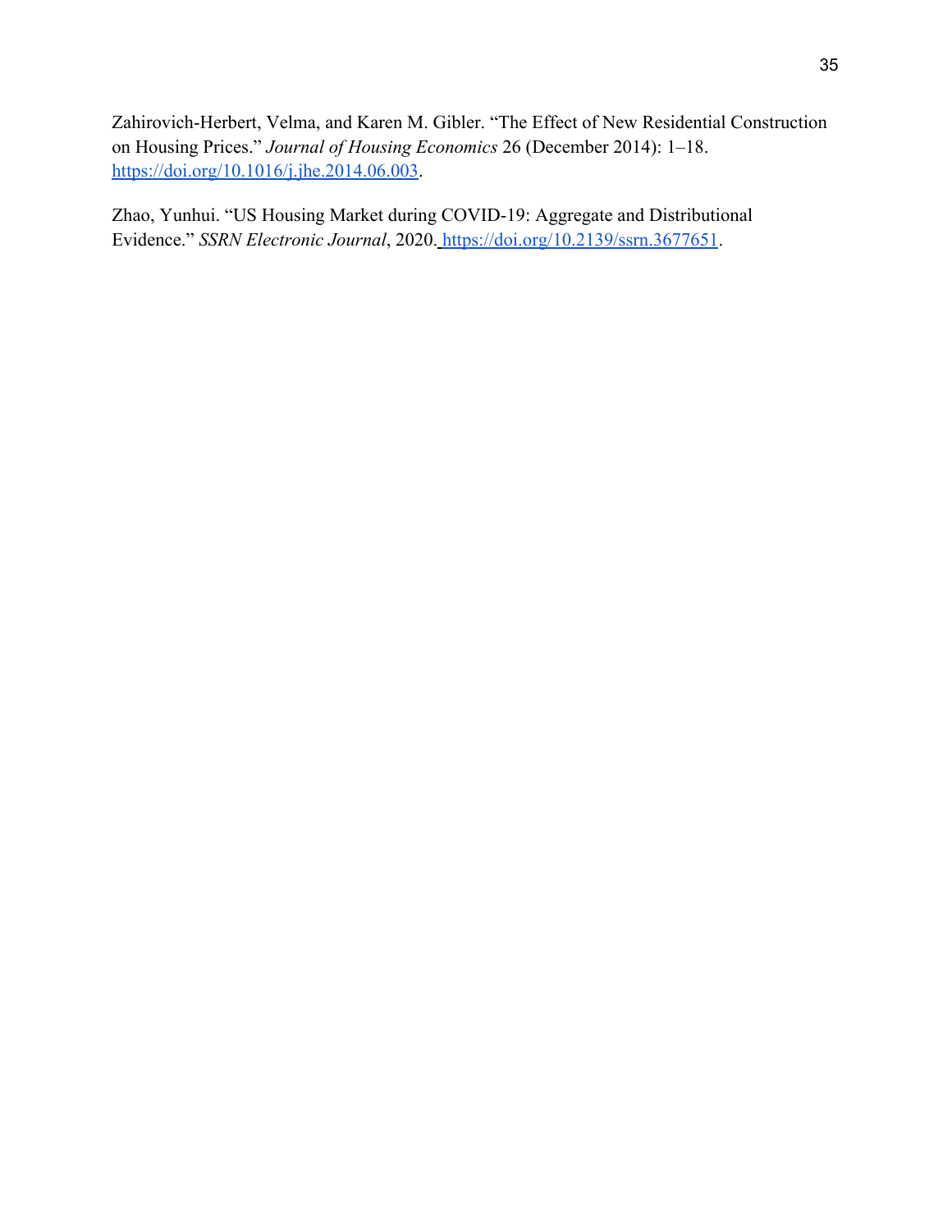Zahirovich-Herbert, Velma, and Karen M. Gibler. "The Effect of New Residential Construction on Housing Prices." *Journal of Housing Economics* 26 (December 2014): 1–18. https://doi.org/10.1016/j.jhe.2014.06.003.

Zhao, Yunhui. "US Housing Market during COVID-19: Aggregate and Distributional Evidence." *SSRN Electronic Journal*, 2020. https://doi.org/10.2139/ssrn.3677651.